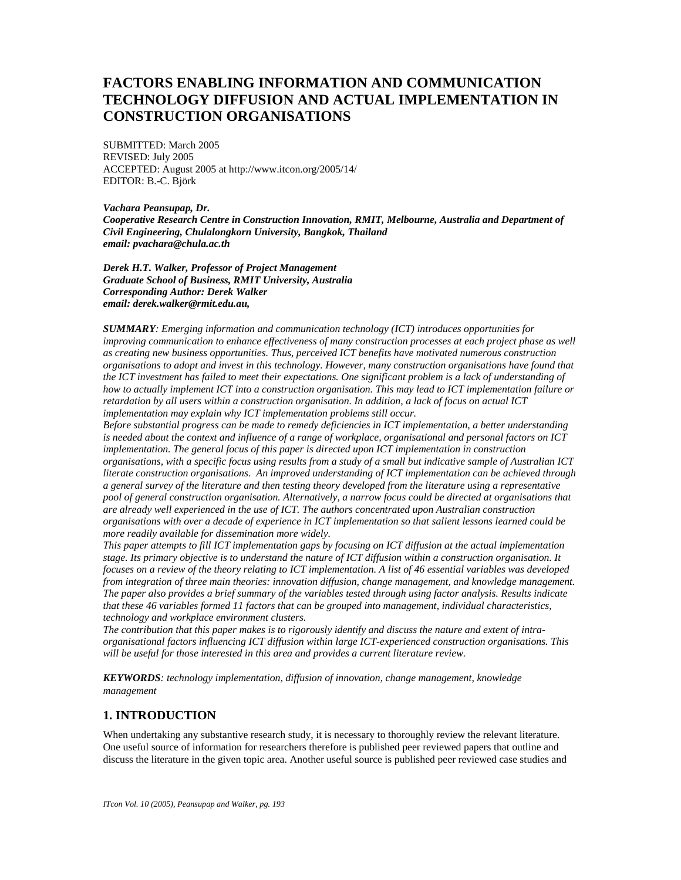# FACTORS ENABLING INFORMATION AND COMMUNICATION TECHNOLOGY DIFFUSION AND ACTUAL IMPLEMENTATION IN CONSTRUCTION ORGANISATIONS

SUBMITTED: March 2005
REVISED: July 2005
ACCEPTED: August 2005 at http://www.itcon.org/2005/14/
EDITOR: B.-C. Björk

***Vachara Peansupap, Dr.***
***Cooperative Research Centre in Construction Innovation, RMIT, Melbourne, Australia and Department of Civil Engineering, Chulalongkorn University, Bangkok, Thailand***
***email: pvachara@chula.ac.th***

***Derek H.T. Walker, Professor of Project Management***
***Graduate School of Business, RMIT University, Australia***
***Corresponding Author: Derek Walker***
***email: derek.walker@rmit.edu.au,***

***SUMMARY****: Emerging information and communication technology (ICT) introduces opportunities for improving communication to enhance effectiveness of many construction processes at each project phase as well as creating new business opportunities. Thus, perceived ICT benefits have motivated numerous construction organisations to adopt and invest in this technology. However, many construction organisations have found that the ICT investment has failed to meet their expectations. One significant problem is a lack of understanding of how to actually implement ICT into a construction organisation. This may lead to ICT implementation failure or retardation by all users within a construction organisation. In addition, a lack of focus on actual ICT implementation may explain why ICT implementation problems still occur.*

*Before substantial progress can be made to remedy deficiencies in ICT implementation, a better understanding is needed about the context and influence of a range of workplace, organisational and personal factors on ICT implementation. The general focus of this paper is directed upon ICT implementation in construction organisations, with a specific focus using results from a study of a small but indicative sample of Australian ICT literate construction organisations. An improved understanding of ICT implementation can be achieved through a general survey of the literature and then testing theory developed from the literature using a representative pool of general construction organisation. Alternatively, a narrow focus could be directed at organisations that are already well experienced in the use of ICT. The authors concentrated upon Australian construction organisations with over a decade of experience in ICT implementation so that salient lessons learned could be more readily available for dissemination more widely.*

*This paper attempts to fill ICT implementation gaps by focusing on ICT diffusion at the actual implementation stage. Its primary objective is to understand the nature of ICT diffusion within a construction organisation. It focuses on a review of the theory relating to ICT implementation. A list of 46 essential variables was developed from integration of three main theories: innovation diffusion, change management, and knowledge management. The paper also provides a brief summary of the variables tested through using factor analysis. Results indicate that these 46 variables formed 11 factors that can be grouped into management, individual characteristics, technology and workplace environment clusters.*

*The contribution that this paper makes is to rigorously identify and discuss the nature and extent of intra-organisational factors influencing ICT diffusion within large ICT-experienced construction organisations. This will be useful for those interested in this area and provides a current literature review.*

***KEYWORDS****: technology implementation, diffusion of innovation, change management, knowledge management*

## 1. INTRODUCTION

When undertaking any substantive research study, it is necessary to thoroughly review the relevant literature. One useful source of information for researchers therefore is published peer reviewed papers that outline and discuss the literature in the given topic area. Another useful source is published peer reviewed case studies and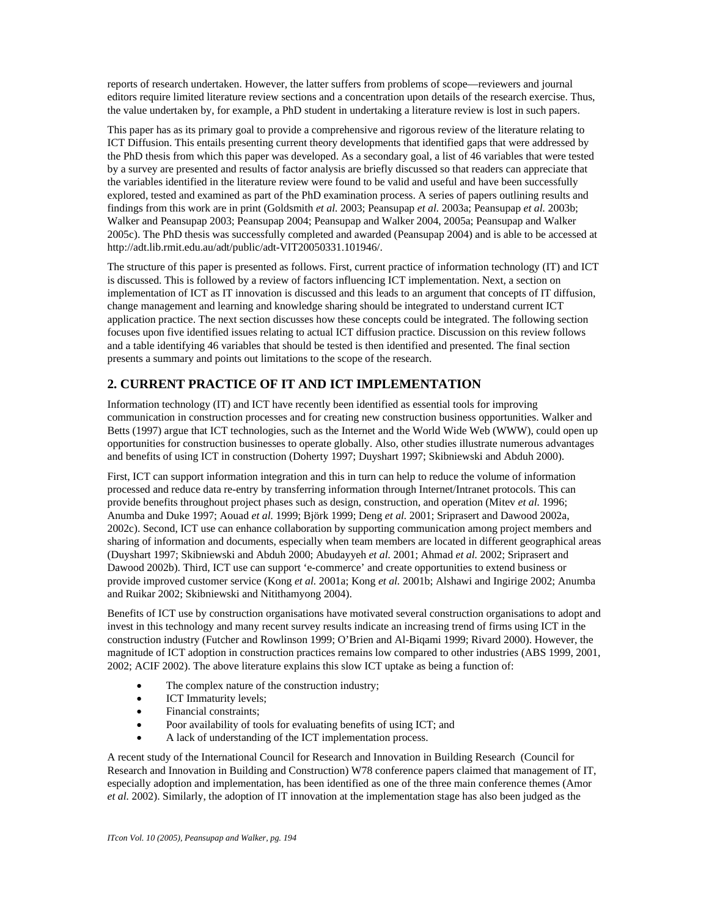reports of research undertaken. However, the latter suffers from problems of scope—reviewers and journal editors require limited literature review sections and a concentration upon details of the research exercise. Thus, the value undertaken by, for example, a PhD student in undertaking a literature review is lost in such papers.

This paper has as its primary goal to provide a comprehensive and rigorous review of the literature relating to ICT Diffusion. This entails presenting current theory developments that identified gaps that were addressed by the PhD thesis from which this paper was developed. As a secondary goal, a list of 46 variables that were tested by a survey are presented and results of factor analysis are briefly discussed so that readers can appreciate that the variables identified in the literature review were found to be valid and useful and have been successfully explored, tested and examined as part of the PhD examination process. A series of papers outlining results and findings from this work are in print (Goldsmith *et al.* 2003; Peansupap *et al.* 2003a; Peansupap *et al.* 2003b; Walker and Peansupap 2003; Peansupap 2004; Peansupap and Walker 2004, 2005a; Peansupap and Walker 2005c). The PhD thesis was successfully completed and awarded (Peansupap 2004) and is able to be accessed at http://adt.lib.rmit.edu.au/adt/public/adt-VIT20050331.101946/.

The structure of this paper is presented as follows. First, current practice of information technology (IT) and ICT is discussed. This is followed by a review of factors influencing ICT implementation. Next, a section on implementation of ICT as IT innovation is discussed and this leads to an argument that concepts of IT diffusion, change management and learning and knowledge sharing should be integrated to understand current ICT application practice. The next section discusses how these concepts could be integrated. The following section focuses upon five identified issues relating to actual ICT diffusion practice. Discussion on this review follows and a table identifying 46 variables that should be tested is then identified and presented. The final section presents a summary and points out limitations to the scope of the research.

## 2. CURRENT PRACTICE OF IT AND ICT IMPLEMENTATION

Information technology (IT) and ICT have recently been identified as essential tools for improving communication in construction processes and for creating new construction business opportunities. Walker and Betts (1997) argue that ICT technologies, such as the Internet and the World Wide Web (WWW), could open up opportunities for construction businesses to operate globally. Also, other studies illustrate numerous advantages and benefits of using ICT in construction (Doherty 1997; Duyshart 1997; Skibniewski and Abduh 2000).

First, ICT can support information integration and this in turn can help to reduce the volume of information processed and reduce data re-entry by transferring information through Internet/Intranet protocols. This can provide benefits throughout project phases such as design, construction, and operation (Mitev *et al.* 1996; Anumba and Duke 1997; Aouad *et al.* 1999; Björk 1999; Deng *et al.* 2001; Sriprasert and Dawood 2002a, 2002c). Second, ICT use can enhance collaboration by supporting communication among project members and sharing of information and documents, especially when team members are located in different geographical areas (Duyshart 1997; Skibniewski and Abduh 2000; Abudayyeh *et al.* 2001; Ahmad *et al.* 2002; Sriprasert and Dawood 2002b). Third, ICT use can support 'e-commerce' and create opportunities to extend business or provide improved customer service (Kong *et al.* 2001a; Kong *et al.* 2001b; Alshawi and Ingirige 2002; Anumba and Ruikar 2002; Skibniewski and Nitithamyong 2004).

Benefits of ICT use by construction organisations have motivated several construction organisations to adopt and invest in this technology and many recent survey results indicate an increasing trend of firms using ICT in the construction industry (Futcher and Rowlinson 1999; O'Brien and Al-Biqami 1999; Rivard 2000). However, the magnitude of ICT adoption in construction practices remains low compared to other industries (ABS 1999, 2001, 2002; ACIF 2002). The above literature explains this slow ICT uptake as being a function of:

- The complex nature of the construction industry;
- ICT Immaturity levels;
- Financial constraints;
- Poor availability of tools for evaluating benefits of using ICT; and
- A lack of understanding of the ICT implementation process.

A recent study of the International Council for Research and Innovation in Building Research (Council for Research and Innovation in Building and Construction) W78 conference papers claimed that management of IT, especially adoption and implementation, has been identified as one of the three main conference themes (Amor *et al.* 2002). Similarly, the adoption of IT innovation at the implementation stage has also been judged as the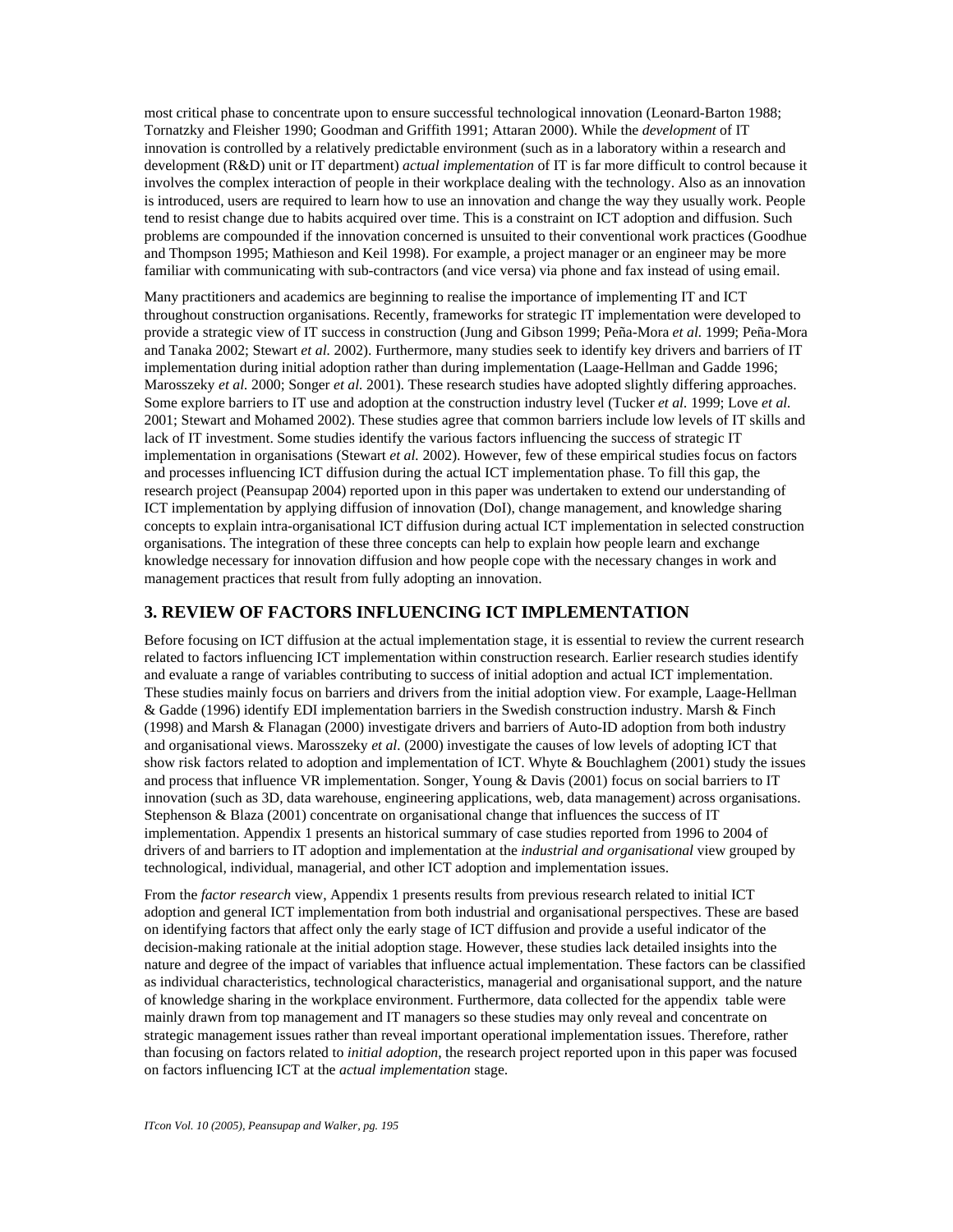most critical phase to concentrate upon to ensure successful technological innovation (Leonard-Barton 1988; Tornatzky and Fleisher 1990; Goodman and Griffith 1991; Attaran 2000). While the *development* of IT innovation is controlled by a relatively predictable environment (such as in a laboratory within a research and development (R&D) unit or IT department) *actual implementation* of IT is far more difficult to control because it involves the complex interaction of people in their workplace dealing with the technology. Also as an innovation is introduced, users are required to learn how to use an innovation and change the way they usually work. People tend to resist change due to habits acquired over time. This is a constraint on ICT adoption and diffusion. Such problems are compounded if the innovation concerned is unsuited to their conventional work practices (Goodhue and Thompson 1995; Mathieson and Keil 1998). For example, a project manager or an engineer may be more familiar with communicating with sub-contractors (and vice versa) via phone and fax instead of using email.

Many practitioners and academics are beginning to realise the importance of implementing IT and ICT throughout construction organisations. Recently, frameworks for strategic IT implementation were developed to provide a strategic view of IT success in construction (Jung and Gibson 1999; Peña-Mora *et al.* 1999; Peña-Mora and Tanaka 2002; Stewart *et al.* 2002). Furthermore, many studies seek to identify key drivers and barriers of IT implementation during initial adoption rather than during implementation (Laage-Hellman and Gadde 1996; Marosszeky *et al.* 2000; Songer *et al.* 2001). These research studies have adopted slightly differing approaches. Some explore barriers to IT use and adoption at the construction industry level (Tucker *et al.* 1999; Love *et al.* 2001; Stewart and Mohamed 2002). These studies agree that common barriers include low levels of IT skills and lack of IT investment. Some studies identify the various factors influencing the success of strategic IT implementation in organisations (Stewart *et al.* 2002). However, few of these empirical studies focus on factors and processes influencing ICT diffusion during the actual ICT implementation phase. To fill this gap, the research project (Peansupap 2004) reported upon in this paper was undertaken to extend our understanding of ICT implementation by applying diffusion of innovation (DoI), change management, and knowledge sharing concepts to explain intra-organisational ICT diffusion during actual ICT implementation in selected construction organisations. The integration of these three concepts can help to explain how people learn and exchange knowledge necessary for innovation diffusion and how people cope with the necessary changes in work and management practices that result from fully adopting an innovation.

## 3. REVIEW OF FACTORS INFLUENCING ICT IMPLEMENTATION

Before focusing on ICT diffusion at the actual implementation stage, it is essential to review the current research related to factors influencing ICT implementation within construction research. Earlier research studies identify and evaluate a range of variables contributing to success of initial adoption and actual ICT implementation. These studies mainly focus on barriers and drivers from the initial adoption view. For example, Laage-Hellman & Gadde (1996) identify EDI implementation barriers in the Swedish construction industry. Marsh & Finch (1998) and Marsh & Flanagan (2000) investigate drivers and barriers of Auto-ID adoption from both industry and organisational views. Marosszeky *et al.* (2000) investigate the causes of low levels of adopting ICT that show risk factors related to adoption and implementation of ICT. Whyte & Bouchlaghem (2001) study the issues and process that influence VR implementation. Songer, Young & Davis (2001) focus on social barriers to IT innovation (such as 3D, data warehouse, engineering applications, web, data management) across organisations. Stephenson & Blaza (2001) concentrate on organisational change that influences the success of IT implementation. Appendix 1 presents an historical summary of case studies reported from 1996 to 2004 of drivers of and barriers to IT adoption and implementation at the *industrial and organisational* view grouped by technological, individual, managerial, and other ICT adoption and implementation issues.

From the *factor research* view, Appendix 1 presents results from previous research related to initial ICT adoption and general ICT implementation from both industrial and organisational perspectives. These are based on identifying factors that affect only the early stage of ICT diffusion and provide a useful indicator of the decision-making rationale at the initial adoption stage. However, these studies lack detailed insights into the nature and degree of the impact of variables that influence actual implementation. These factors can be classified as individual characteristics, technological characteristics, managerial and organisational support, and the nature of knowledge sharing in the workplace environment. Furthermore, data collected for the appendix table were mainly drawn from top management and IT managers so these studies may only reveal and concentrate on strategic management issues rather than reveal important operational implementation issues. Therefore, rather than focusing on factors related to *initial adoption*, the research project reported upon in this paper was focused on factors influencing ICT at the *actual implementation* stage.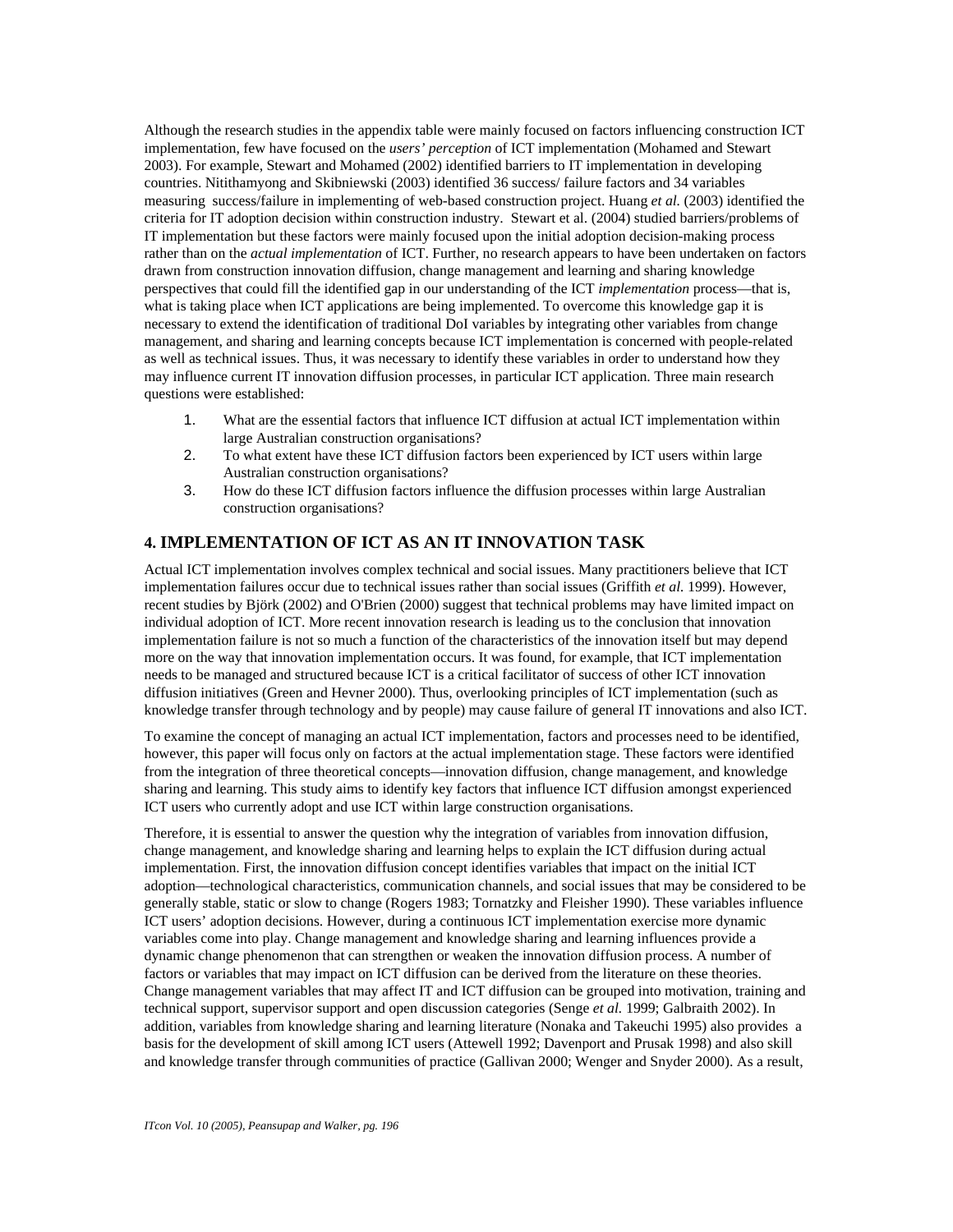Although the research studies in the appendix table were mainly focused on factors influencing construction ICT implementation, few have focused on the *users' perception* of ICT implementation (Mohamed and Stewart 2003). For example, Stewart and Mohamed (2002) identified barriers to IT implementation in developing countries. Nitithamyong and Skibniewski (2003) identified 36 success/ failure factors and 34 variables measuring success/failure in implementing of web-based construction project. Huang *et al.* (2003) identified the criteria for IT adoption decision within construction industry. Stewart et al. (2004) studied barriers/problems of IT implementation but these factors were mainly focused upon the initial adoption decision-making process rather than on the *actual implementation* of ICT. Further, no research appears to have been undertaken on factors drawn from construction innovation diffusion, change management and learning and sharing knowledge perspectives that could fill the identified gap in our understanding of the ICT *implementation* process—that is, what is taking place when ICT applications are being implemented. To overcome this knowledge gap it is necessary to extend the identification of traditional DoI variables by integrating other variables from change management, and sharing and learning concepts because ICT implementation is concerned with people-related as well as technical issues. Thus, it was necessary to identify these variables in order to understand how they may influence current IT innovation diffusion processes, in particular ICT application. Three main research questions were established:

1. What are the essential factors that influence ICT diffusion at actual ICT implementation within large Australian construction organisations?
2. To what extent have these ICT diffusion factors been experienced by ICT users within large Australian construction organisations?
3. How do these ICT diffusion factors influence the diffusion processes within large Australian construction organisations?

## 4. IMPLEMENTATION OF ICT AS AN IT INNOVATION TASK

Actual ICT implementation involves complex technical and social issues. Many practitioners believe that ICT implementation failures occur due to technical issues rather than social issues (Griffith *et al.* 1999). However, recent studies by Björk (2002) and O'Brien (2000) suggest that technical problems may have limited impact on individual adoption of ICT. More recent innovation research is leading us to the conclusion that innovation implementation failure is not so much a function of the characteristics of the innovation itself but may depend more on the way that innovation implementation occurs. It was found, for example, that ICT implementation needs to be managed and structured because ICT is a critical facilitator of success of other ICT innovation diffusion initiatives (Green and Hevner 2000). Thus, overlooking principles of ICT implementation (such as knowledge transfer through technology and by people) may cause failure of general IT innovations and also ICT.

To examine the concept of managing an actual ICT implementation, factors and processes need to be identified, however, this paper will focus only on factors at the actual implementation stage. These factors were identified from the integration of three theoretical concepts—innovation diffusion, change management, and knowledge sharing and learning. This study aims to identify key factors that influence ICT diffusion amongst experienced ICT users who currently adopt and use ICT within large construction organisations.

Therefore, it is essential to answer the question why the integration of variables from innovation diffusion, change management, and knowledge sharing and learning helps to explain the ICT diffusion during actual implementation. First, the innovation diffusion concept identifies variables that impact on the initial ICT adoption—technological characteristics, communication channels, and social issues that may be considered to be generally stable, static or slow to change (Rogers 1983; Tornatzky and Fleisher 1990). These variables influence ICT users' adoption decisions. However, during a continuous ICT implementation exercise more dynamic variables come into play. Change management and knowledge sharing and learning influences provide a dynamic change phenomenon that can strengthen or weaken the innovation diffusion process. A number of factors or variables that may impact on ICT diffusion can be derived from the literature on these theories. Change management variables that may affect IT and ICT diffusion can be grouped into motivation, training and technical support, supervisor support and open discussion categories (Senge *et al.* 1999; Galbraith 2002). In addition, variables from knowledge sharing and learning literature (Nonaka and Takeuchi 1995) also provides a basis for the development of skill among ICT users (Attewell 1992; Davenport and Prusak 1998) and also skill and knowledge transfer through communities of practice (Gallivan 2000; Wenger and Snyder 2000). As a result,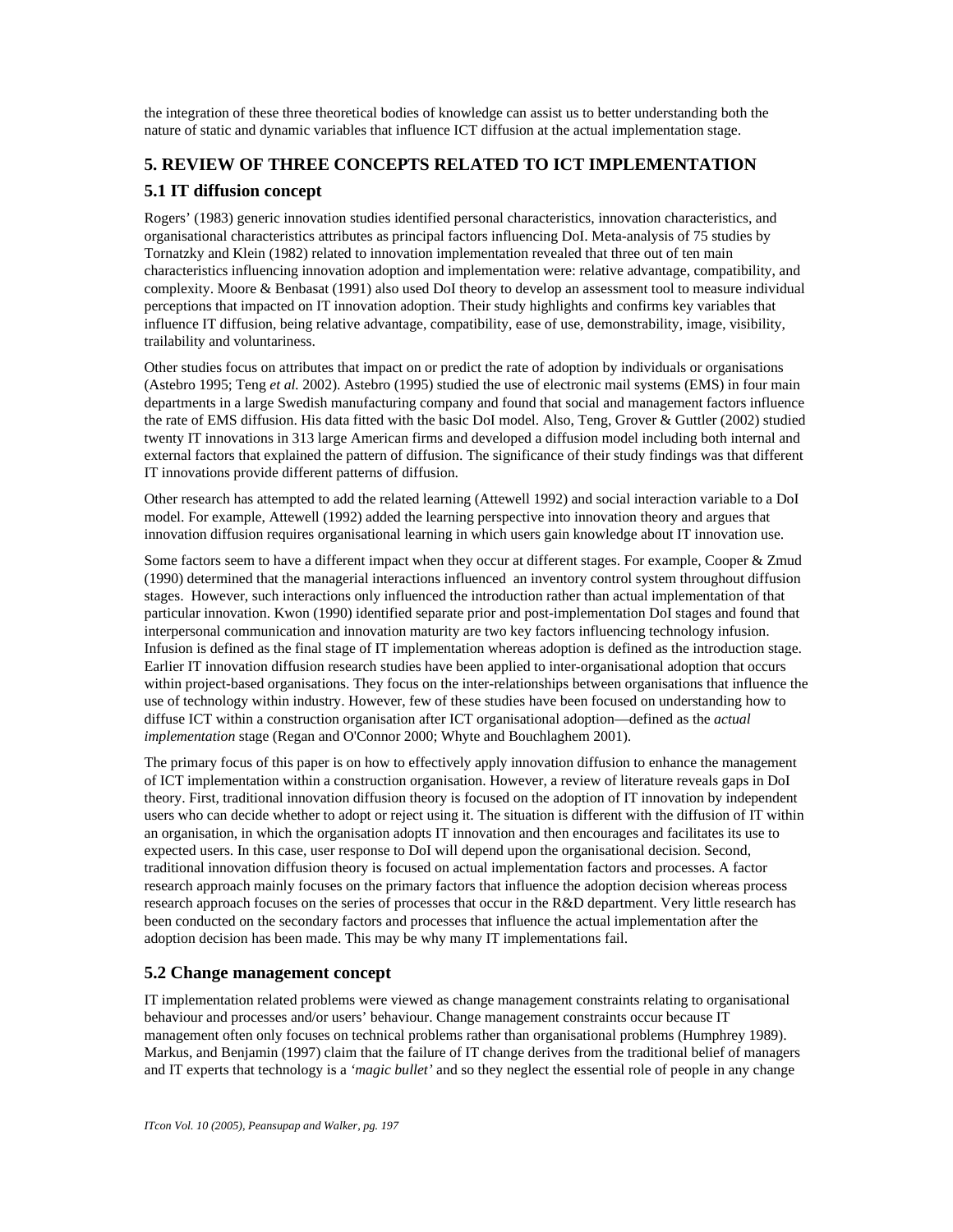the integration of these three theoretical bodies of knowledge can assist us to better understanding both the nature of static and dynamic variables that influence ICT diffusion at the actual implementation stage.

## 5. REVIEW OF THREE CONCEPTS RELATED TO ICT IMPLEMENTATION

### 5.1 IT diffusion concept

Rogers' (1983) generic innovation studies identified personal characteristics, innovation characteristics, and organisational characteristics attributes as principal factors influencing DoI. Meta-analysis of 75 studies by Tornatzky and Klein (1982) related to innovation implementation revealed that three out of ten main characteristics influencing innovation adoption and implementation were: relative advantage, compatibility, and complexity. Moore & Benbasat (1991) also used DoI theory to develop an assessment tool to measure individual perceptions that impacted on IT innovation adoption. Their study highlights and confirms key variables that influence IT diffusion, being relative advantage, compatibility, ease of use, demonstrability, image, visibility, trailability and voluntariness.

Other studies focus on attributes that impact on or predict the rate of adoption by individuals or organisations (Astebro 1995; Teng *et al.* 2002). Astebro (1995) studied the use of electronic mail systems (EMS) in four main departments in a large Swedish manufacturing company and found that social and management factors influence the rate of EMS diffusion. His data fitted with the basic DoI model. Also, Teng, Grover & Guttler (2002) studied twenty IT innovations in 313 large American firms and developed a diffusion model including both internal and external factors that explained the pattern of diffusion. The significance of their study findings was that different IT innovations provide different patterns of diffusion.

Other research has attempted to add the related learning (Attewell 1992) and social interaction variable to a DoI model. For example, Attewell (1992) added the learning perspective into innovation theory and argues that innovation diffusion requires organisational learning in which users gain knowledge about IT innovation use.

Some factors seem to have a different impact when they occur at different stages. For example, Cooper & Zmud (1990) determined that the managerial interactions influenced an inventory control system throughout diffusion stages. However, such interactions only influenced the introduction rather than actual implementation of that particular innovation. Kwon (1990) identified separate prior and post-implementation DoI stages and found that interpersonal communication and innovation maturity are two key factors influencing technology infusion. Infusion is defined as the final stage of IT implementation whereas adoption is defined as the introduction stage. Earlier IT innovation diffusion research studies have been applied to inter-organisational adoption that occurs within project-based organisations. They focus on the inter-relationships between organisations that influence the use of technology within industry. However, few of these studies have been focused on understanding how to diffuse ICT within a construction organisation after ICT organisational adoption—defined as the *actual implementation* stage (Regan and O'Connor 2000; Whyte and Bouchlaghem 2001).

The primary focus of this paper is on how to effectively apply innovation diffusion to enhance the management of ICT implementation within a construction organisation. However, a review of literature reveals gaps in DoI theory. First, traditional innovation diffusion theory is focused on the adoption of IT innovation by independent users who can decide whether to adopt or reject using it. The situation is different with the diffusion of IT within an organisation, in which the organisation adopts IT innovation and then encourages and facilitates its use to expected users. In this case, user response to DoI will depend upon the organisational decision. Second, traditional innovation diffusion theory is focused on actual implementation factors and processes. A factor research approach mainly focuses on the primary factors that influence the adoption decision whereas process research approach focuses on the series of processes that occur in the R&D department. Very little research has been conducted on the secondary factors and processes that influence the actual implementation after the adoption decision has been made. This may be why many IT implementations fail.

### 5.2 Change management concept

IT implementation related problems were viewed as change management constraints relating to organisational behaviour and processes and/or users' behaviour. Change management constraints occur because IT management often only focuses on technical problems rather than organisational problems (Humphrey 1989). Markus, and Benjamin (1997) claim that the failure of IT change derives from the traditional belief of managers and IT experts that technology is a *'magic bullet'* and so they neglect the essential role of people in any change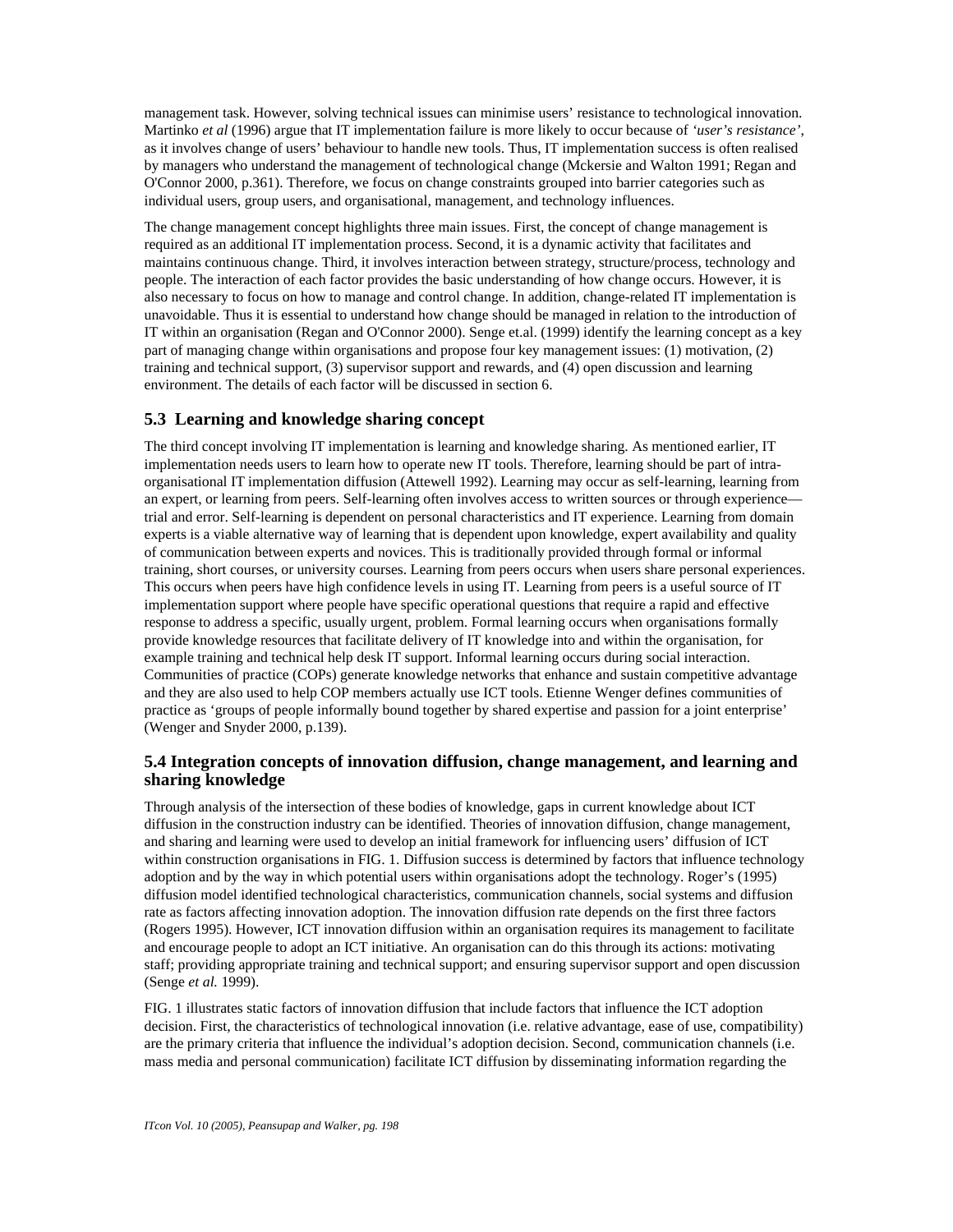management task. However, solving technical issues can minimise users' resistance to technological innovation. Martinko *et al* (1996) argue that IT implementation failure is more likely to occur because of *'user's resistance'*, as it involves change of users' behaviour to handle new tools. Thus, IT implementation success is often realised by managers who understand the management of technological change (Mckersie and Walton 1991; Regan and O'Connor 2000, p.361). Therefore, we focus on change constraints grouped into barrier categories such as individual users, group users, and organisational, management, and technology influences.

The change management concept highlights three main issues. First, the concept of change management is required as an additional IT implementation process. Second, it is a dynamic activity that facilitates and maintains continuous change. Third, it involves interaction between strategy, structure/process, technology and people. The interaction of each factor provides the basic understanding of how change occurs. However, it is also necessary to focus on how to manage and control change. In addition, change-related IT implementation is unavoidable. Thus it is essential to understand how change should be managed in relation to the introduction of IT within an organisation (Regan and O'Connor 2000). Senge et.al. (1999) identify the learning concept as a key part of managing change within organisations and propose four key management issues: (1) motivation, (2) training and technical support, (3) supervisor support and rewards, and (4) open discussion and learning environment. The details of each factor will be discussed in section 6.

### 5.3 Learning and knowledge sharing concept

The third concept involving IT implementation is learning and knowledge sharing. As mentioned earlier, IT implementation needs users to learn how to operate new IT tools. Therefore, learning should be part of intra-organisational IT implementation diffusion (Attewell 1992). Learning may occur as self-learning, learning from an expert, or learning from peers. Self-learning often involves access to written sources or through experience—trial and error. Self-learning is dependent on personal characteristics and IT experience. Learning from domain experts is a viable alternative way of learning that is dependent upon knowledge, expert availability and quality of communication between experts and novices. This is traditionally provided through formal or informal training, short courses, or university courses. Learning from peers occurs when users share personal experiences. This occurs when peers have high confidence levels in using IT. Learning from peers is a useful source of IT implementation support where people have specific operational questions that require a rapid and effective response to address a specific, usually urgent, problem. Formal learning occurs when organisations formally provide knowledge resources that facilitate delivery of IT knowledge into and within the organisation, for example training and technical help desk IT support. Informal learning occurs during social interaction. Communities of practice (COPs) generate knowledge networks that enhance and sustain competitive advantage and they are also used to help COP members actually use ICT tools. Etienne Wenger defines communities of practice as 'groups of people informally bound together by shared expertise and passion for a joint enterprise' (Wenger and Snyder 2000, p.139).

### 5.4 Integration concepts of innovation diffusion, change management, and learning and sharing knowledge

Through analysis of the intersection of these bodies of knowledge, gaps in current knowledge about ICT diffusion in the construction industry can be identified. Theories of innovation diffusion, change management, and sharing and learning were used to develop an initial framework for influencing users' diffusion of ICT within construction organisations in FIG. 1. Diffusion success is determined by factors that influence technology adoption and by the way in which potential users within organisations adopt the technology. Roger's (1995) diffusion model identified technological characteristics, communication channels, social systems and diffusion rate as factors affecting innovation adoption. The innovation diffusion rate depends on the first three factors (Rogers 1995). However, ICT innovation diffusion within an organisation requires its management to facilitate and encourage people to adopt an ICT initiative. An organisation can do this through its actions: motivating staff; providing appropriate training and technical support; and ensuring supervisor support and open discussion (Senge *et al.* 1999).

FIG. 1 illustrates static factors of innovation diffusion that include factors that influence the ICT adoption decision. First, the characteristics of technological innovation (i.e. relative advantage, ease of use, compatibility) are the primary criteria that influence the individual's adoption decision. Second, communication channels (i.e. mass media and personal communication) facilitate ICT diffusion by disseminating information regarding the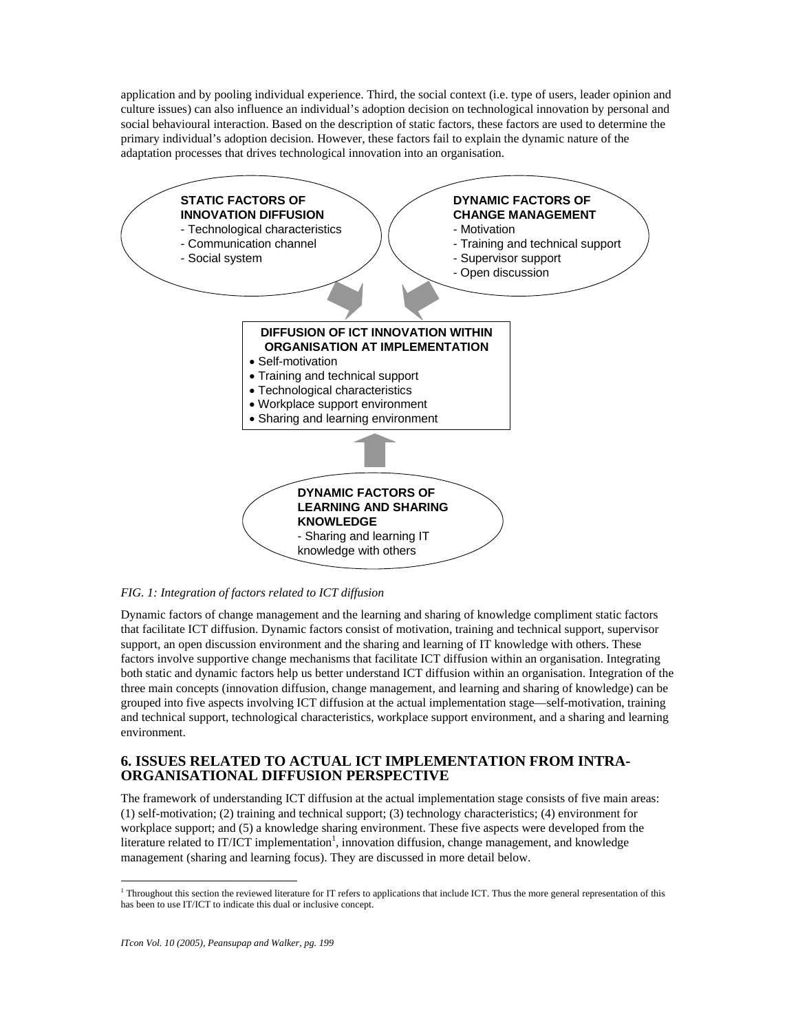application and by pooling individual experience. Third, the social context (i.e. type of users, leader opinion and culture issues) can also influence an individual's adoption decision on technological innovation by personal and social behavioural interaction. Based on the description of static factors, these factors are used to determine the primary individual's adoption decision. However, these factors fail to explain the dynamic nature of the adaptation processes that drives technological innovation into an organisation.

**STATIC FACTORS OF INNOVATION DIFFUSION**
- Technological characteristics
- Communication channel
- Social system

**DYNAMIC FACTORS OF CHANGE MANAGEMENT**
- Motivation
- Training and technical support
- Supervisor support
- Open discussion

**DIFFUSION OF ICT INNOVATION WITHIN ORGANISATION AT IMPLEMENTATION**
- Self-motivation
- Training and technical support
- Technological characteristics
- Workplace support environment
- Sharing and learning environment

**DYNAMIC FACTORS OF LEARNING AND SHARING KNOWLEDGE**
- Sharing and learning IT knowledge with others

*FIG. 1: Integration of factors related to ICT diffusion*

Dynamic factors of change management and the learning and sharing of knowledge compliment static factors that facilitate ICT diffusion. Dynamic factors consist of motivation, training and technical support, supervisor support, an open discussion environment and the sharing and learning of IT knowledge with others. These factors involve supportive change mechanisms that facilitate ICT diffusion within an organisation. Integrating both static and dynamic factors help us better understand ICT diffusion within an organisation. Integration of the three main concepts (innovation diffusion, change management, and learning and sharing of knowledge) can be grouped into five aspects involving ICT diffusion at the actual implementation stage—self-motivation, training and technical support, technological characteristics, workplace support environment, and a sharing and learning environment.

## 6. ISSUES RELATED TO ACTUAL ICT IMPLEMENTATION FROM INTRA-ORGANISATIONAL DIFFUSION PERSPECTIVE

The framework of understanding ICT diffusion at the actual implementation stage consists of five main areas: (1) self-motivation; (2) training and technical support; (3) technology characteristics; (4) environment for workplace support; and (5) a knowledge sharing environment. These five aspects were developed from the literature related to IT/ICT implementation[1], innovation diffusion, change management, and knowledge management (sharing and learning focus). They are discussed in more detail below.

[1] Throughout this section the reviewed literature for IT refers to applications that include ICT. Thus the more general representation of this has been to use IT/ICT to indicate this dual or inclusive concept.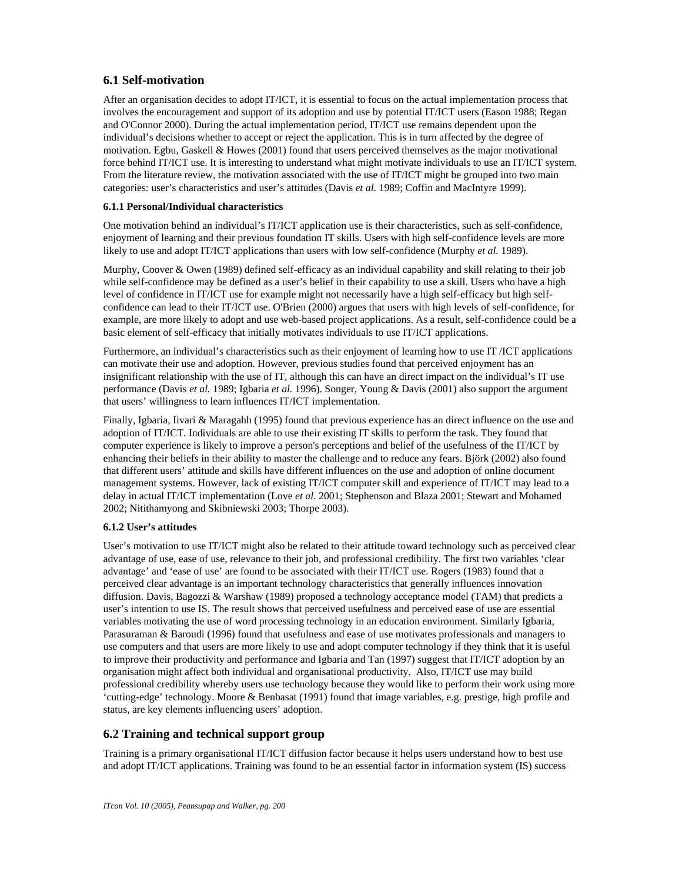## 6.1 Self-motivation

After an organisation decides to adopt IT/ICT, it is essential to focus on the actual implementation process that involves the encouragement and support of its adoption and use by potential IT/ICT users (Eason 1988; Regan and O'Connor 2000). During the actual implementation period, IT/ICT use remains dependent upon the individual's decisions whether to accept or reject the application. This is in turn affected by the degree of motivation. Egbu, Gaskell & Howes (2001) found that users perceived themselves as the major motivational force behind IT/ICT use. It is interesting to understand what might motivate individuals to use an IT/ICT system. From the literature review, the motivation associated with the use of IT/ICT might be grouped into two main categories: user's characteristics and user's attitudes (Davis *et al.* 1989; Coffin and MacIntyre 1999).

### 6.1.1 Personal/Individual characteristics

One motivation behind an individual's IT/ICT application use is their characteristics, such as self-confidence, enjoyment of learning and their previous foundation IT skills. Users with high self-confidence levels are more likely to use and adopt IT/ICT applications than users with low self-confidence (Murphy *et al.* 1989).

Murphy, Coover & Owen (1989) defined self-efficacy as an individual capability and skill relating to their job while self-confidence may be defined as a user's belief in their capability to use a skill. Users who have a high level of confidence in IT/ICT use for example might not necessarily have a high self-efficacy but high self-confidence can lead to their IT/ICT use. O'Brien (2000) argues that users with high levels of self-confidence, for example, are more likely to adopt and use web-based project applications. As a result, self-confidence could be a basic element of self-efficacy that initially motivates individuals to use IT/ICT applications.

Furthermore, an individual's characteristics such as their enjoyment of learning how to use IT /ICT applications can motivate their use and adoption. However, previous studies found that perceived enjoyment has an insignificant relationship with the use of IT, although this can have an direct impact on the individual's IT use performance (Davis *et al.* 1989; Igbaria *et al.* 1996). Songer, Young & Davis (2001) also support the argument that users' willingness to learn influences IT/ICT implementation.

Finally, Igbaria, Iivari & Maragahh (1995) found that previous experience has an direct influence on the use and adoption of IT/ICT. Individuals are able to use their existing IT skills to perform the task. They found that computer experience is likely to improve a person's perceptions and belief of the usefulness of the IT/ICT by enhancing their beliefs in their ability to master the challenge and to reduce any fears. Björk (2002) also found that different users' attitude and skills have different influences on the use and adoption of online document management systems. However, lack of existing IT/ICT computer skill and experience of IT/ICT may lead to a delay in actual IT/ICT implementation (Love *et al.* 2001; Stephenson and Blaza 2001; Stewart and Mohamed 2002; Nitithamyong and Skibniewski 2003; Thorpe 2003).

### 6.1.2 User's attitudes

User's motivation to use IT/ICT might also be related to their attitude toward technology such as perceived clear advantage of use, ease of use, relevance to their job, and professional credibility. The first two variables 'clear advantage' and 'ease of use' are found to be associated with their IT/ICT use. Rogers (1983) found that a perceived clear advantage is an important technology characteristics that generally influences innovation diffusion. Davis, Bagozzi & Warshaw (1989) proposed a technology acceptance model (TAM) that predicts a user's intention to use IS. The result shows that perceived usefulness and perceived ease of use are essential variables motivating the use of word processing technology in an education environment. Similarly Igbaria, Parasuraman & Baroudi (1996) found that usefulness and ease of use motivates professionals and managers to use computers and that users are more likely to use and adopt computer technology if they think that it is useful to improve their productivity and performance and Igbaria and Tan (1997) suggest that IT/ICT adoption by an organisation might affect both individual and organisational productivity. Also, IT/ICT use may build professional credibility whereby users use technology because they would like to perform their work using more 'cutting-edge' technology. Moore & Benbasat (1991) found that image variables, e.g. prestige, high profile and status, are key elements influencing users' adoption.

## 6.2 Training and technical support group

Training is a primary organisational IT/ICT diffusion factor because it helps users understand how to best use and adopt IT/ICT applications. Training was found to be an essential factor in information system (IS) success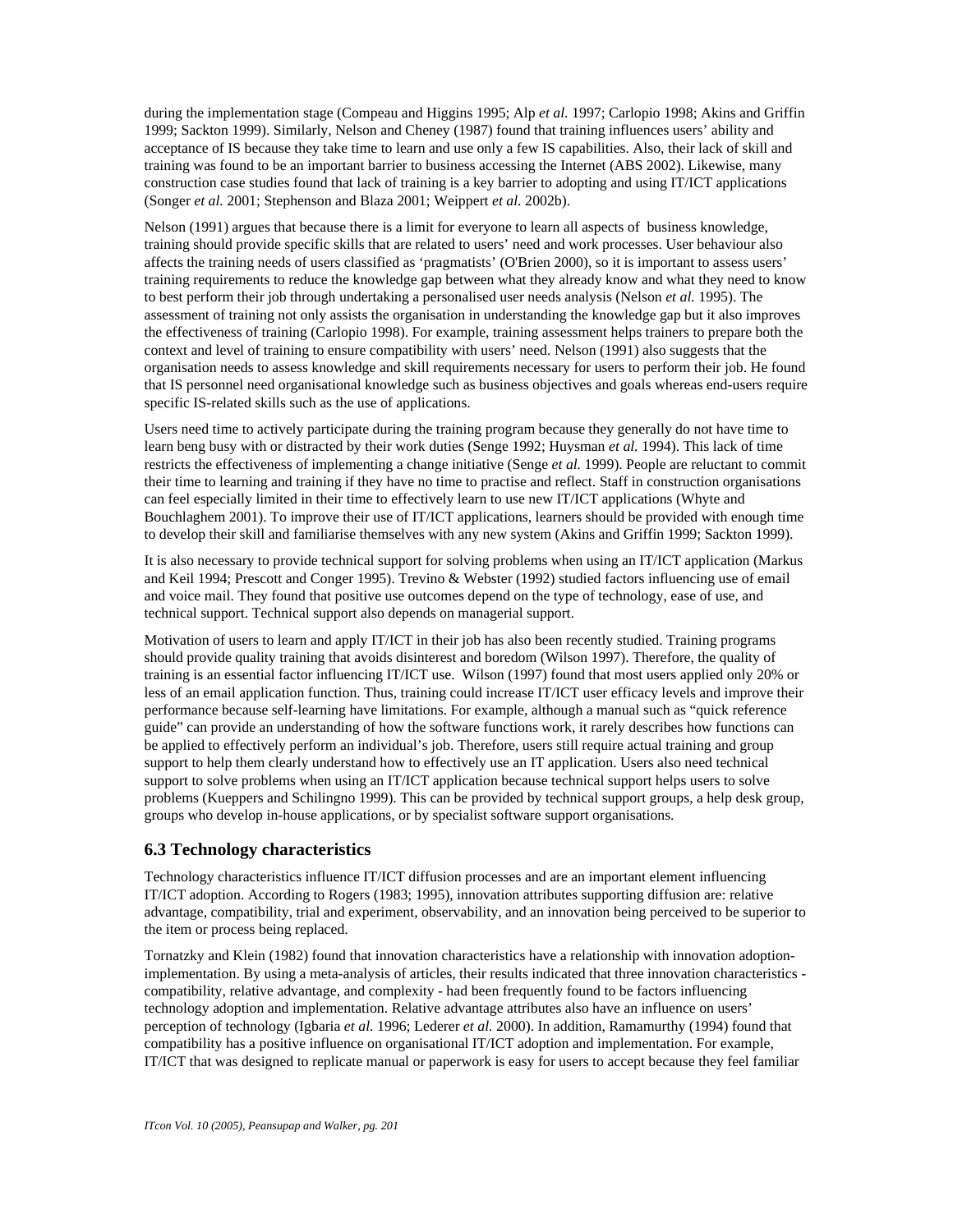during the implementation stage (Compeau and Higgins 1995; Alp *et al.* 1997; Carlopio 1998; Akins and Griffin 1999; Sackton 1999). Similarly, Nelson and Cheney (1987) found that training influences users' ability and acceptance of IS because they take time to learn and use only a few IS capabilities. Also, their lack of skill and training was found to be an important barrier to business accessing the Internet (ABS 2002). Likewise, many construction case studies found that lack of training is a key barrier to adopting and using IT/ICT applications (Songer *et al.* 2001; Stephenson and Blaza 2001; Weippert *et al.* 2002b).

Nelson (1991) argues that because there is a limit for everyone to learn all aspects of business knowledge, training should provide specific skills that are related to users' need and work processes. User behaviour also affects the training needs of users classified as 'pragmatists' (O'Brien 2000), so it is important to assess users' training requirements to reduce the knowledge gap between what they already know and what they need to know to best perform their job through undertaking a personalised user needs analysis (Nelson *et al.* 1995). The assessment of training not only assists the organisation in understanding the knowledge gap but it also improves the effectiveness of training (Carlopio 1998). For example, training assessment helps trainers to prepare both the context and level of training to ensure compatibility with users' need. Nelson (1991) also suggests that the organisation needs to assess knowledge and skill requirements necessary for users to perform their job. He found that IS personnel need organisational knowledge such as business objectives and goals whereas end-users require specific IS-related skills such as the use of applications.

Users need time to actively participate during the training program because they generally do not have time to learn beng busy with or distracted by their work duties (Senge 1992; Huysman *et al.* 1994). This lack of time restricts the effectiveness of implementing a change initiative (Senge *et al.* 1999). People are reluctant to commit their time to learning and training if they have no time to practise and reflect. Staff in construction organisations can feel especially limited in their time to effectively learn to use new IT/ICT applications (Whyte and Bouchlaghem 2001). To improve their use of IT/ICT applications, learners should be provided with enough time to develop their skill and familiarise themselves with any new system (Akins and Griffin 1999; Sackton 1999).

It is also necessary to provide technical support for solving problems when using an IT/ICT application (Markus and Keil 1994; Prescott and Conger 1995). Trevino & Webster (1992) studied factors influencing use of email and voice mail. They found that positive use outcomes depend on the type of technology, ease of use, and technical support. Technical support also depends on managerial support.

Motivation of users to learn and apply IT/ICT in their job has also been recently studied. Training programs should provide quality training that avoids disinterest and boredom (Wilson 1997). Therefore, the quality of training is an essential factor influencing IT/ICT use. Wilson (1997) found that most users applied only 20% or less of an email application function. Thus, training could increase IT/ICT user efficacy levels and improve their performance because self-learning have limitations. For example, although a manual such as "quick reference guide" can provide an understanding of how the software functions work, it rarely describes how functions can be applied to effectively perform an individual's job. Therefore, users still require actual training and group support to help them clearly understand how to effectively use an IT application. Users also need technical support to solve problems when using an IT/ICT application because technical support helps users to solve problems (Kueppers and Schilingno 1999). This can be provided by technical support groups, a help desk group, groups who develop in-house applications, or by specialist software support organisations.

## 6.3 Technology characteristics

Technology characteristics influence IT/ICT diffusion processes and are an important element influencing IT/ICT adoption. According to Rogers (1983; 1995), innovation attributes supporting diffusion are: relative advantage, compatibility, trial and experiment, observability, and an innovation being perceived to be superior to the item or process being replaced.

Tornatzky and Klein (1982) found that innovation characteristics have a relationship with innovation adoption-implementation. By using a meta-analysis of articles, their results indicated that three innovation characteristics - compatibility, relative advantage, and complexity - had been frequently found to be factors influencing technology adoption and implementation. Relative advantage attributes also have an influence on users' perception of technology (Igbaria *et al.* 1996; Lederer *et al.* 2000). In addition, Ramamurthy (1994) found that compatibility has a positive influence on organisational IT/ICT adoption and implementation. For example, IT/ICT that was designed to replicate manual or paperwork is easy for users to accept because they feel familiar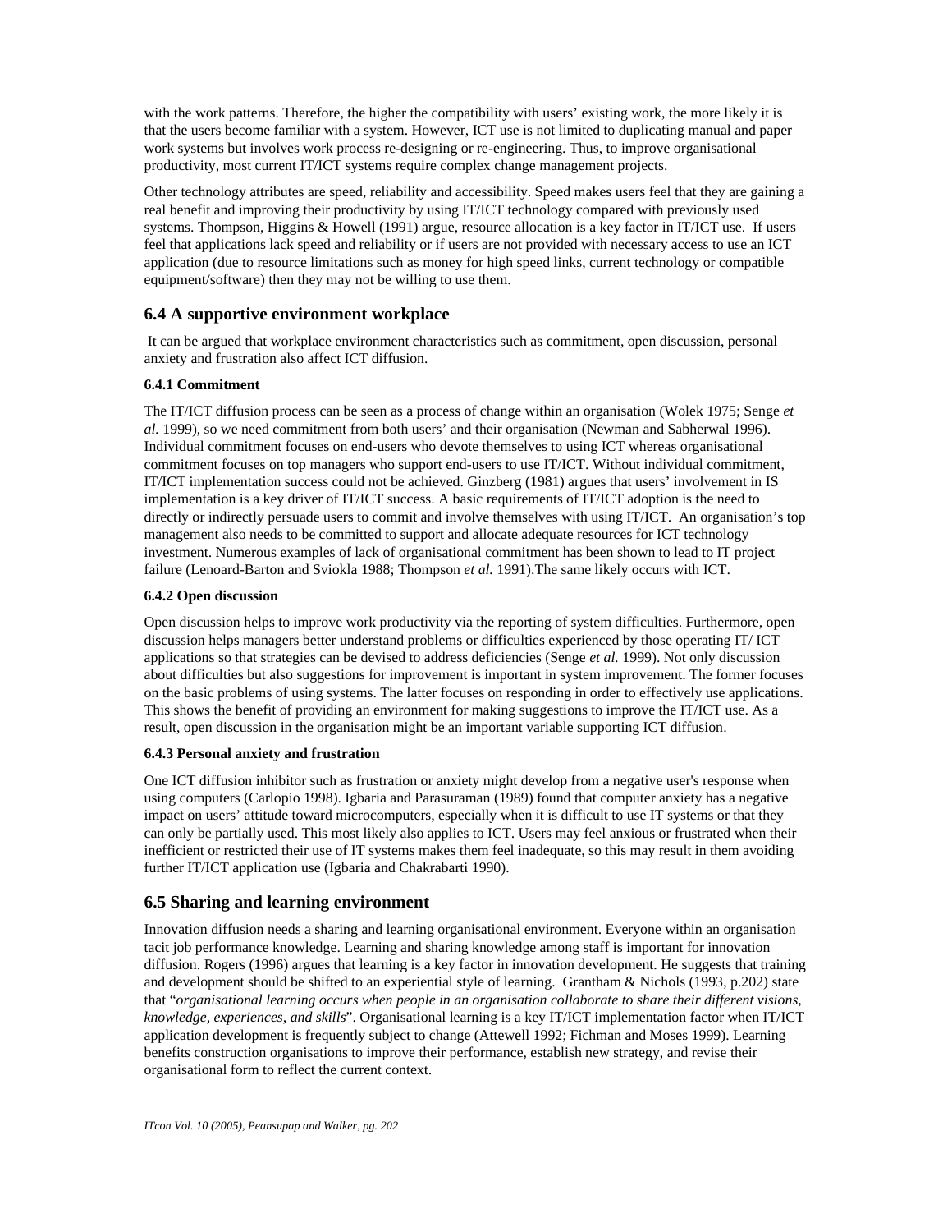with the work patterns. Therefore, the higher the compatibility with users' existing work, the more likely it is that the users become familiar with a system. However, ICT use is not limited to duplicating manual and paper work systems but involves work process re-designing or re-engineering. Thus, to improve organisational productivity, most current IT/ICT systems require complex change management projects.

Other technology attributes are speed, reliability and accessibility. Speed makes users feel that they are gaining a real benefit and improving their productivity by using IT/ICT technology compared with previously used systems. Thompson, Higgins & Howell (1991) argue, resource allocation is a key factor in IT/ICT use. If users feel that applications lack speed and reliability or if users are not provided with necessary access to use an ICT application (due to resource limitations such as money for high speed links, current technology or compatible equipment/software) then they may not be willing to use them.

## 6.4 A supportive environment workplace

It can be argued that workplace environment characteristics such as commitment, open discussion, personal anxiety and frustration also affect ICT diffusion.

### 6.4.1 Commitment

The IT/ICT diffusion process can be seen as a process of change within an organisation (Wolek 1975; Senge *et al.* 1999), so we need commitment from both users' and their organisation (Newman and Sabherwal 1996). Individual commitment focuses on end-users who devote themselves to using ICT whereas organisational commitment focuses on top managers who support end-users to use IT/ICT. Without individual commitment, IT/ICT implementation success could not be achieved. Ginzberg (1981) argues that users' involvement in IS implementation is a key driver of IT/ICT success. A basic requirements of IT/ICT adoption is the need to directly or indirectly persuade users to commit and involve themselves with using IT/ICT. An organisation's top management also needs to be committed to support and allocate adequate resources for ICT technology investment. Numerous examples of lack of organisational commitment has been shown to lead to IT project failure (Lenoard-Barton and Sviokla 1988; Thompson *et al.* 1991).The same likely occurs with ICT.

### 6.4.2 Open discussion

Open discussion helps to improve work productivity via the reporting of system difficulties. Furthermore, open discussion helps managers better understand problems or difficulties experienced by those operating IT/ ICT applications so that strategies can be devised to address deficiencies (Senge *et al.* 1999). Not only discussion about difficulties but also suggestions for improvement is important in system improvement. The former focuses on the basic problems of using systems. The latter focuses on responding in order to effectively use applications. This shows the benefit of providing an environment for making suggestions to improve the IT/ICT use. As a result, open discussion in the organisation might be an important variable supporting ICT diffusion.

### 6.4.3 Personal anxiety and frustration

One ICT diffusion inhibitor such as frustration or anxiety might develop from a negative user's response when using computers (Carlopio 1998). Igbaria and Parasuraman (1989) found that computer anxiety has a negative impact on users' attitude toward microcomputers, especially when it is difficult to use IT systems or that they can only be partially used. This most likely also applies to ICT. Users may feel anxious or frustrated when their inefficient or restricted their use of IT systems makes them feel inadequate, so this may result in them avoiding further IT/ICT application use (Igbaria and Chakrabarti 1990).

## 6.5 Sharing and learning environment

Innovation diffusion needs a sharing and learning organisational environment. Everyone within an organisation tacit job performance knowledge. Learning and sharing knowledge among staff is important for innovation diffusion. Rogers (1996) argues that learning is a key factor in innovation development. He suggests that training and development should be shifted to an experiential style of learning. Grantham & Nichols (1993, p.202) state that "*organisational learning occurs when people in an organisation collaborate to share their different visions, knowledge, experiences, and skills*". Organisational learning is a key IT/ICT implementation factor when IT/ICT application development is frequently subject to change (Attewell 1992; Fichman and Moses 1999). Learning benefits construction organisations to improve their performance, establish new strategy, and revise their organisational form to reflect the current context.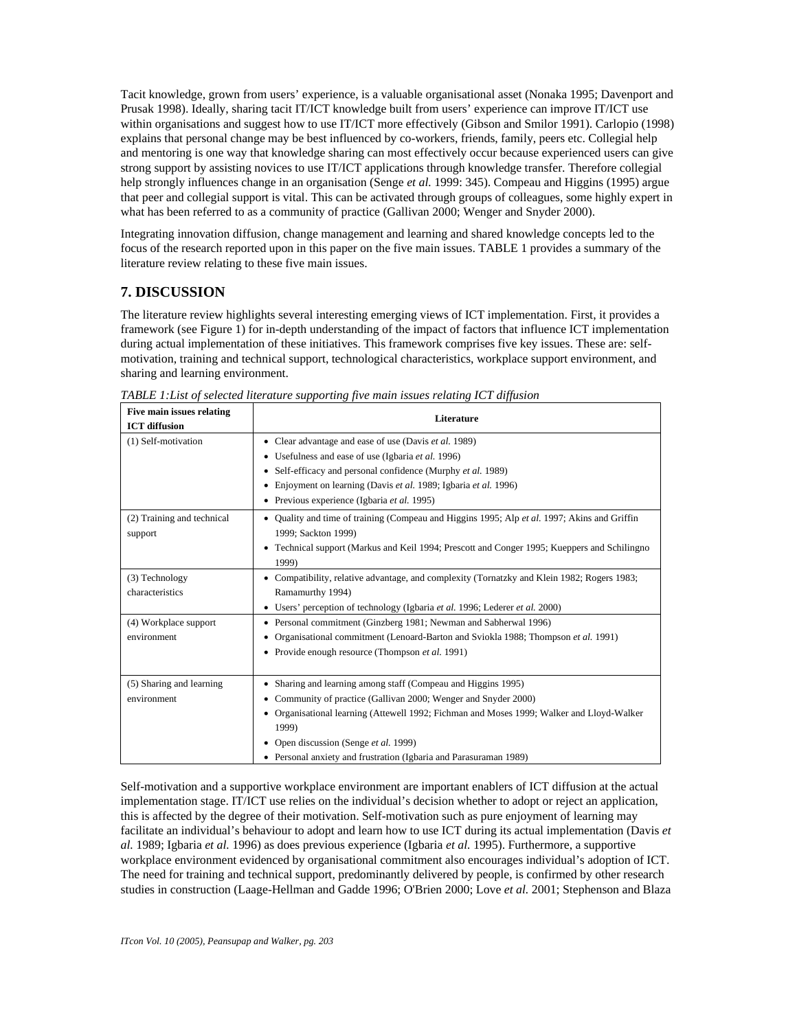Tacit knowledge, grown from users' experience, is a valuable organisational asset (Nonaka 1995; Davenport and Prusak 1998). Ideally, sharing tacit IT/ICT knowledge built from users' experience can improve IT/ICT use within organisations and suggest how to use IT/ICT more effectively (Gibson and Smilor 1991). Carlopio (1998) explains that personal change may be best influenced by co-workers, friends, family, peers etc. Collegial help and mentoring is one way that knowledge sharing can most effectively occur because experienced users can give strong support by assisting novices to use IT/ICT applications through knowledge transfer. Therefore collegial help strongly influences change in an organisation (Senge *et al.* 1999: 345). Compeau and Higgins (1995) argue that peer and collegial support is vital. This can be activated through groups of colleagues, some highly expert in what has been referred to as a community of practice (Gallivan 2000; Wenger and Snyder 2000).

Integrating innovation diffusion, change management and learning and shared knowledge concepts led to the focus of the research reported upon in this paper on the five main issues. TABLE 1 provides a summary of the literature review relating to these five main issues.

## 7. DISCUSSION

The literature review highlights several interesting emerging views of ICT implementation. First, it provides a framework (see Figure 1) for in-depth understanding of the impact of factors that influence ICT implementation during actual implementation of these initiatives. This framework comprises five key issues. These are: self-motivation, training and technical support, technological characteristics, workplace support environment, and sharing and learning environment.

*TABLE 1:List of selected literature supporting five main issues relating ICT diffusion*

| Five main issues relating ICT diffusion | Literature |
|---|---|
| (1) Self-motivation | • Clear advantage and ease of use (Davis *et al.* 1989)<br>• Usefulness and ease of use (Igbaria *et al.* 1996)<br>• Self-efficacy and personal confidence (Murphy *et al.* 1989)<br>• Enjoyment on learning (Davis *et al.* 1989; Igbaria *et al.* 1996)<br>• Previous experience (Igbaria *et al.* 1995) |
| (2) Training and technical support | • Quality and time of training (Compeau and Higgins 1995; Alp *et al.* 1997; Akins and Griffin 1999; Sackton 1999)<br>• Technical support (Markus and Keil 1994; Prescott and Conger 1995; Kueppers and Schilingno 1999) |
| (3) Technology characteristics | • Compatibility, relative advantage, and complexity (Tornatzky and Klein 1982; Rogers 1983; Ramamurthy 1994)<br>• Users' perception of technology (Igbaria *et al.* 1996; Lederer *et al.* 2000) |
| (4) Workplace support environment | • Personal commitment (Ginzberg 1981; Newman and Sabherwal 1996)<br>• Organisational commitment (Lenoard-Barton and Sviokla 1988; Thompson *et al.* 1991)<br>• Provide enough resource (Thompson *et al.* 1991) |
| (5) Sharing and learning environment | • Sharing and learning among staff (Compeau and Higgins 1995)<br>• Community of practice (Gallivan 2000; Wenger and Snyder 2000)<br>• Organisational learning (Attewell 1992; Fichman and Moses 1999; Walker and Lloyd-Walker 1999)<br>• Open discussion (Senge *et al.* 1999)<br>• Personal anxiety and frustration (Igbaria and Parasuraman 1989) |

Self-motivation and a supportive workplace environment are important enablers of ICT diffusion at the actual implementation stage. IT/ICT use relies on the individual's decision whether to adopt or reject an application, this is affected by the degree of their motivation. Self-motivation such as pure enjoyment of learning may facilitate an individual's behaviour to adopt and learn how to use ICT during its actual implementation (Davis *et al.* 1989; Igbaria *et al.* 1996) as does previous experience (Igbaria *et al.* 1995). Furthermore, a supportive workplace environment evidenced by organisational commitment also encourages individual's adoption of ICT. The need for training and technical support, predominantly delivered by people, is confirmed by other research studies in construction (Laage-Hellman and Gadde 1996; O'Brien 2000; Love *et al.* 2001; Stephenson and Blaza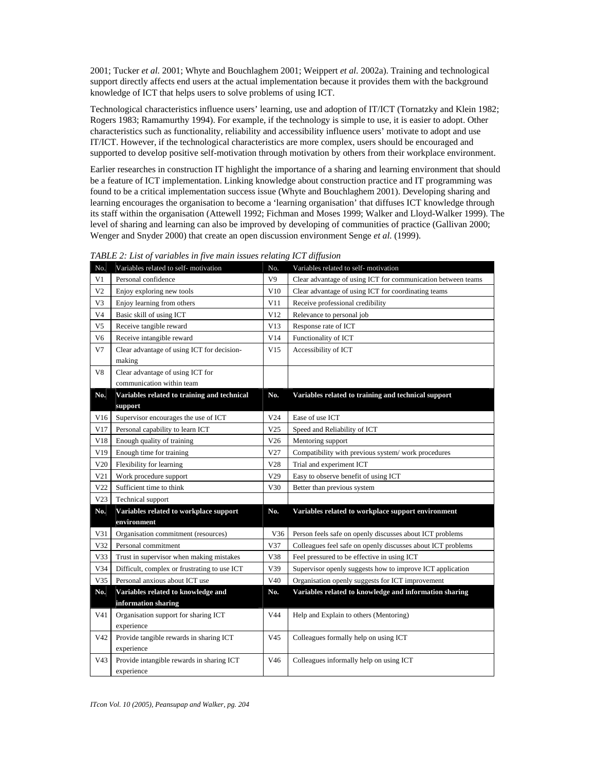2001; Tucker *et al.* 2001; Whyte and Bouchlaghem 2001; Weippert *et al*. 2002a). Training and technological support directly affects end users at the actual implementation because it provides them with the background knowledge of ICT that helps users to solve problems of using ICT.

Technological characteristics influence users' learning, use and adoption of IT/ICT (Tornatzky and Klein 1982; Rogers 1983; Ramamurthy 1994). For example, if the technology is simple to use, it is easier to adopt. Other characteristics such as functionality, reliability and accessibility influence users' motivate to adopt and use IT/ICT. However, if the technological characteristics are more complex, users should be encouraged and supported to develop positive self-motivation through motivation by others from their workplace environment.

Earlier researches in construction IT highlight the importance of a sharing and learning environment that should be a feature of ICT implementation. Linking knowledge about construction practice and IT programming was found to be a critical implementation success issue (Whyte and Bouchlaghem 2001). Developing sharing and learning encourages the organisation to become a 'learning organisation' that diffuses ICT knowledge through its staff within the organisation (Attewell 1992; Fichman and Moses 1999; Walker and Lloyd-Walker 1999). The level of sharing and learning can also be improved by developing of communities of practice (Gallivan 2000; Wenger and Snyder 2000) that create an open discussion environment Senge *et al.* (1999).

*TABLE 2: List of variables in five main issues relating ICT diffusion*

| No. | Variables related to self- motivation | No. | Variables related to self- motivation |
|---|---|---|---|
| V1 | Personal confidence | V9 | Clear advantage of using ICT for communication between teams |
| V2 | Enjoy exploring new tools | V10 | Clear advantage of using ICT for coordinating teams |
| V3 | Enjoy learning from others | V11 | Receive professional credibility |
| V4 | Basic skill of using ICT | V12 | Relevance to personal job |
| V5 | Receive tangible reward | V13 | Response rate of ICT |
| V6 | Receive intangible reward | V14 | Functionality of ICT |
| V7 | Clear advantage of using ICT for decision-making | V15 | Accessibility of ICT |
| V8 | Clear advantage of using ICT for communication within team | | |
| **No.** | **Variables related to training and technical support** | **No.** | **Variables related to training and technical support** |
| V16 | Supervisor encourages the use of ICT | V24 | Ease of use ICT |
| V17 | Personal capability to learn ICT | V25 | Speed and Reliability of ICT |
| V18 | Enough quality of training | V26 | Mentoring support |
| V19 | Enough time for training | V27 | Compatibility with previous system/ work procedures |
| V20 | Flexibility for learning | V28 | Trial and experiment ICT |
| V21 | Work procedure support | V29 | Easy to observe benefit of using ICT |
| V22 | Sufficient time to think | V30 | Better than previous system |
| V23 | Technical support | | |
| **No.** | **Variables related to workplace support environment** | **No.** | **Variables related to workplace support environment** |
| V31 | Organisation commitment (resources) | V36 | Person feels safe on openly discusses about ICT problems |
| V32 | Personal commitment | V37 | Colleagues feel safe on openly discusses about ICT problems |
| V33 | Trust in supervisor when making mistakes | V38 | Feel pressured to be effective in using ICT |
| V34 | Difficult, complex or frustrating to use ICT | V39 | Supervisor openly suggests how to improve ICT application |
| V35 | Personal anxious about ICT use | V40 | Organisation openly suggests for ICT improvement |
| **No.** | **Variables related to knowledge and information sharing** | **No.** | **Variables related to knowledge and information sharing** |
| V41 | Organisation support for sharing ICT experience | V44 | Help and Explain to others (Mentoring) |
| V42 | Provide tangible rewards in sharing ICT experience | V45 | Colleagues formally help on using ICT |
| V43 | Provide intangible rewards in sharing ICT experience | V46 | Colleagues informally help on using ICT |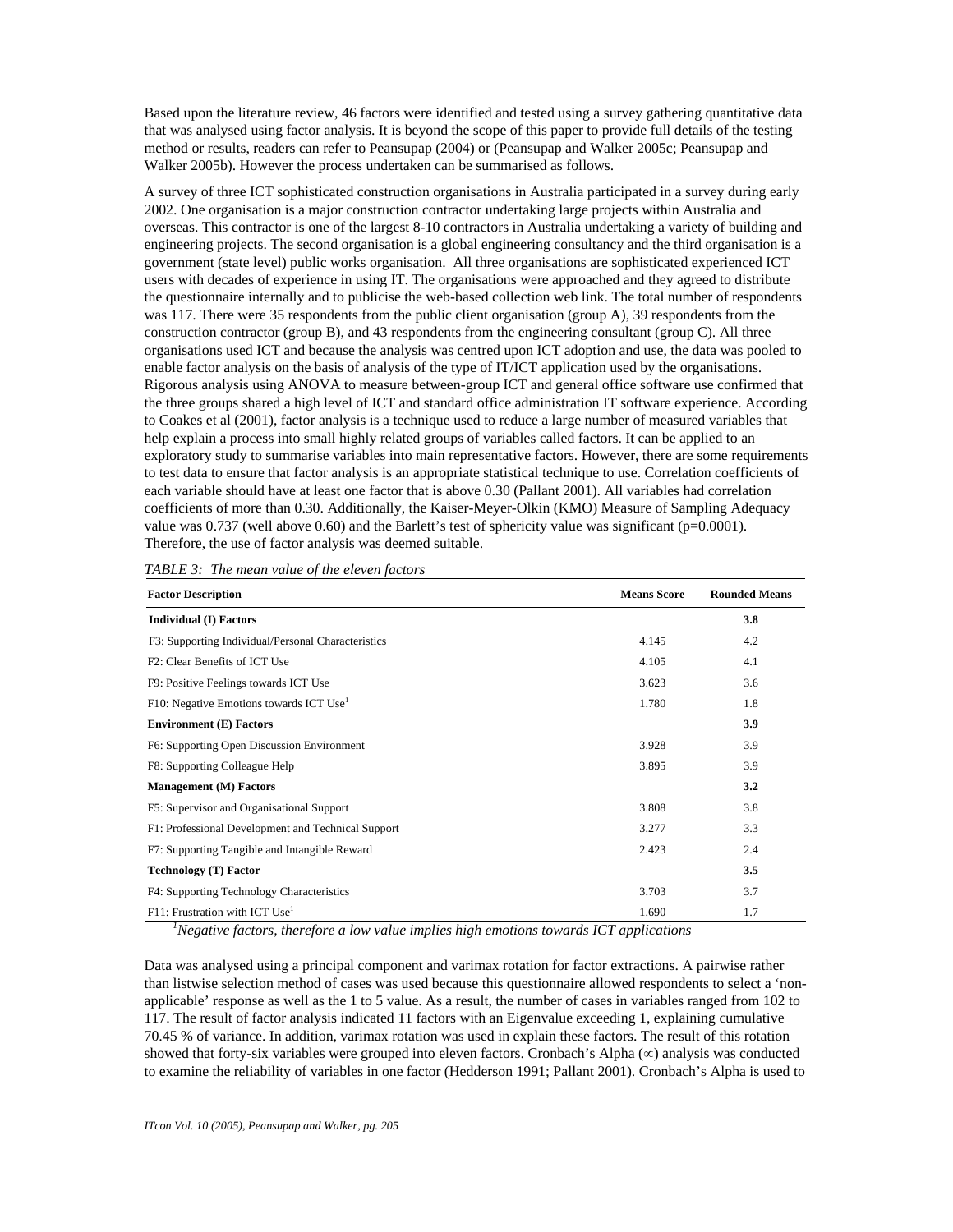Based upon the literature review, 46 factors were identified and tested using a survey gathering quantitative data that was analysed using factor analysis. It is beyond the scope of this paper to provide full details of the testing method or results, readers can refer to Peansupap (2004) or (Peansupap and Walker 2005c; Peansupap and Walker 2005b). However the process undertaken can be summarised as follows.

A survey of three ICT sophisticated construction organisations in Australia participated in a survey during early 2002. One organisation is a major construction contractor undertaking large projects within Australia and overseas. This contractor is one of the largest 8-10 contractors in Australia undertaking a variety of building and engineering projects. The second organisation is a global engineering consultancy and the third organisation is a government (state level) public works organisation. All three organisations are sophisticated experienced ICT users with decades of experience in using IT. The organisations were approached and they agreed to distribute the questionnaire internally and to publicise the web-based collection web link. The total number of respondents was 117. There were 35 respondents from the public client organisation (group A), 39 respondents from the construction contractor (group B), and 43 respondents from the engineering consultant (group C). All three organisations used ICT and because the analysis was centred upon ICT adoption and use, the data was pooled to enable factor analysis on the basis of analysis of the type of IT/ICT application used by the organisations. Rigorous analysis using ANOVA to measure between-group ICT and general office software use confirmed that the three groups shared a high level of ICT and standard office administration IT software experience. According to Coakes et al (2001), factor analysis is a technique used to reduce a large number of measured variables that help explain a process into small highly related groups of variables called factors. It can be applied to an exploratory study to summarise variables into main representative factors. However, there are some requirements to test data to ensure that factor analysis is an appropriate statistical technique to use. Correlation coefficients of each variable should have at least one factor that is above 0.30 (Pallant 2001). All variables had correlation coefficients of more than 0.30. Additionally, the Kaiser-Meyer-Olkin (KMO) Measure of Sampling Adequacy value was 0.737 (well above 0.60) and the Barlett's test of sphericity value was significant ($p=0.0001$). Therefore, the use of factor analysis was deemed suitable.

*TABLE 3: The mean value of the eleven factors*

| Factor Description | Means Score | Rounded Means |
|---|---|---|
| **Individual (I) Factors** | | **3.8** |
| F3: Supporting Individual/Personal Characteristics | 4.145 | 4.2 |
| F2: Clear Benefits of ICT Use | 4.105 | 4.1 |
| F9: Positive Feelings towards ICT Use | 3.623 | 3.6 |
| F10: Negative Emotions towards ICT Use[1] | 1.780 | 1.8 |
| **Environment (E) Factors** | | **3.9** |
| F6: Supporting Open Discussion Environment | 3.928 | 3.9 |
| F8: Supporting Colleague Help | 3.895 | 3.9 |
| **Management (M) Factors** | | **3.2** |
| F5: Supervisor and Organisational Support | 3.808 | 3.8 |
| F1: Professional Development and Technical Support | 3.277 | 3.3 |
| F7: Supporting Tangible and Intangible Reward | 2.423 | 2.4 |
| **Technology (T) Factor** | | **3.5** |
| F4: Supporting Technology Characteristics | 3.703 | 3.7 |
| F11: Frustration with ICT Use[1] | 1.690 | 1.7 |

[1]*Negative factors, therefore a low value implies high emotions towards ICT applications*

Data was analysed using a principal component and varimax rotation for factor extractions. A pairwise rather than listwise selection method of cases was used because this questionnaire allowed respondents to select a 'non-applicable' response as well as the 1 to 5 value. As a result, the number of cases in variables ranged from 102 to 117. The result of factor analysis indicated 11 factors with an Eigenvalue exceeding 1, explaining cumulative 70.45 % of variance. In addition, varimax rotation was used in explain these factors. The result of this rotation showed that forty-six variables were grouped into eleven factors. Cronbach's Alpha ($\propto$) analysis was conducted to examine the reliability of variables in one factor (Hedderson 1991; Pallant 2001). Cronbach's Alpha is used to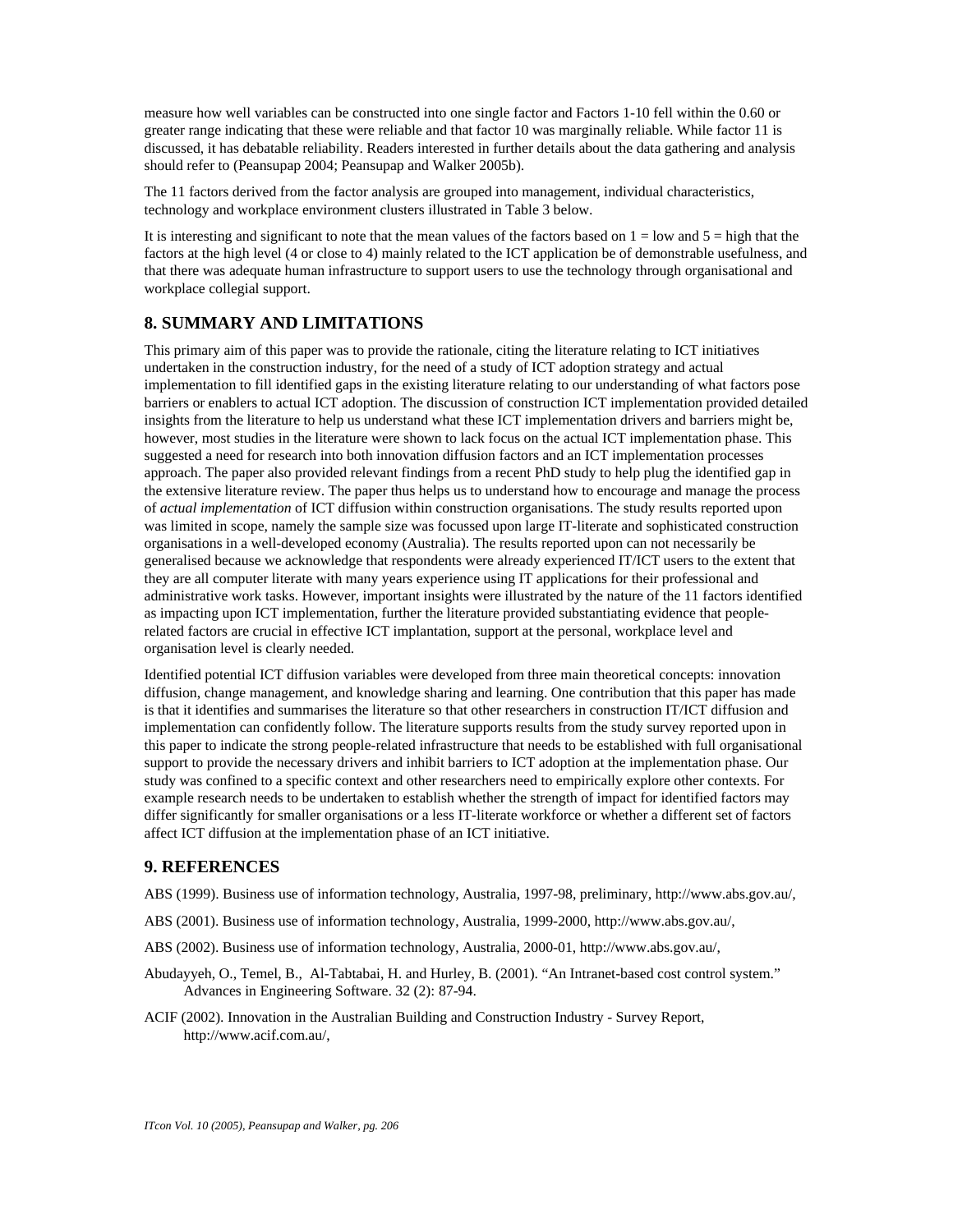measure how well variables can be constructed into one single factor and Factors 1-10 fell within the 0.60 or greater range indicating that these were reliable and that factor 10 was marginally reliable. While factor 11 is discussed, it has debatable reliability. Readers interested in further details about the data gathering and analysis should refer to (Peansupap 2004; Peansupap and Walker 2005b).

The 11 factors derived from the factor analysis are grouped into management, individual characteristics, technology and workplace environment clusters illustrated in Table 3 below.

It is interesting and significant to note that the mean values of the factors based on 1 = low and 5 = high that the factors at the high level (4 or close to 4) mainly related to the ICT application be of demonstrable usefulness, and that there was adequate human infrastructure to support users to use the technology through organisational and workplace collegial support.

## 8. SUMMARY AND LIMITATIONS

This primary aim of this paper was to provide the rationale, citing the literature relating to ICT initiatives undertaken in the construction industry, for the need of a study of ICT adoption strategy and actual implementation to fill identified gaps in the existing literature relating to our understanding of what factors pose barriers or enablers to actual ICT adoption. The discussion of construction ICT implementation provided detailed insights from the literature to help us understand what these ICT implementation drivers and barriers might be, however, most studies in the literature were shown to lack focus on the actual ICT implementation phase. This suggested a need for research into both innovation diffusion factors and an ICT implementation processes approach. The paper also provided relevant findings from a recent PhD study to help plug the identified gap in the extensive literature review. The paper thus helps us to understand how to encourage and manage the process of *actual implementation* of ICT diffusion within construction organisations. The study results reported upon was limited in scope, namely the sample size was focussed upon large IT-literate and sophisticated construction organisations in a well-developed economy (Australia). The results reported upon can not necessarily be generalised because we acknowledge that respondents were already experienced IT/ICT users to the extent that they are all computer literate with many years experience using IT applications for their professional and administrative work tasks. However, important insights were illustrated by the nature of the 11 factors identified as impacting upon ICT implementation, further the literature provided substantiating evidence that people-related factors are crucial in effective ICT implantation, support at the personal, workplace level and organisation level is clearly needed.

Identified potential ICT diffusion variables were developed from three main theoretical concepts: innovation diffusion, change management, and knowledge sharing and learning. One contribution that this paper has made is that it identifies and summarises the literature so that other researchers in construction IT/ICT diffusion and implementation can confidently follow. The literature supports results from the study survey reported upon in this paper to indicate the strong people-related infrastructure that needs to be established with full organisational support to provide the necessary drivers and inhibit barriers to ICT adoption at the implementation phase. Our study was confined to a specific context and other researchers need to empirically explore other contexts. For example research needs to be undertaken to establish whether the strength of impact for identified factors may differ significantly for smaller organisations or a less IT-literate workforce or whether a different set of factors affect ICT diffusion at the implementation phase of an ICT initiative.

## 9. REFERENCES

ABS (1999). Business use of information technology, Australia, 1997-98, preliminary, http://www.abs.gov.au/,

ABS (2001). Business use of information technology, Australia, 1999-2000, http://www.abs.gov.au/,

ABS (2002). Business use of information technology, Australia, 2000-01, http://www.abs.gov.au/,

Abudayyeh, O., Temel, B., Al-Tabtabai, H. and Hurley, B. (2001). "An Intranet-based cost control system." Advances in Engineering Software. 32 (2): 87-94.

ACIF (2002). Innovation in the Australian Building and Construction Industry - Survey Report, http://www.acif.com.au/,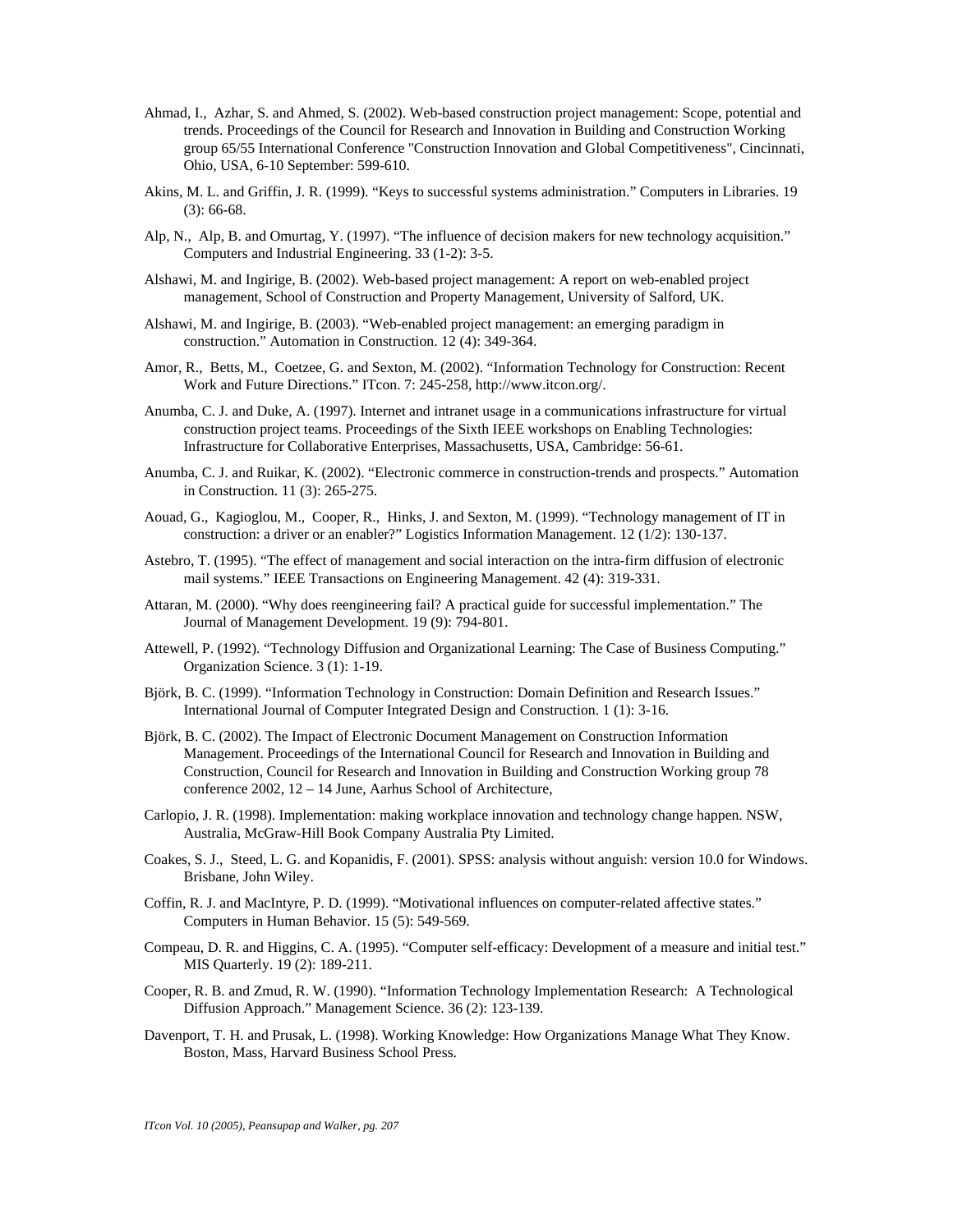Ahmad, I., Azhar, S. and Ahmed, S. (2002). Web-based construction project management: Scope, potential and trends. Proceedings of the Council for Research and Innovation in Building and Construction Working group 65/55 International Conference "Construction Innovation and Global Competitiveness", Cincinnati, Ohio, USA, 6-10 September: 599-610.

Akins, M. L. and Griffin, J. R. (1999). "Keys to successful systems administration." Computers in Libraries. 19 (3): 66-68.

Alp, N., Alp, B. and Omurtag, Y. (1997). "The influence of decision makers for new technology acquisition." Computers and Industrial Engineering. 33 (1-2): 3-5.

Alshawi, M. and Ingirige, B. (2002). Web-based project management: A report on web-enabled project management, School of Construction and Property Management, University of Salford, UK.

Alshawi, M. and Ingirige, B. (2003). "Web-enabled project management: an emerging paradigm in construction." Automation in Construction. 12 (4): 349-364.

Amor, R., Betts, M., Coetzee, G. and Sexton, M. (2002). "Information Technology for Construction: Recent Work and Future Directions." ITcon. 7: 245-258, http://www.itcon.org/.

Anumba, C. J. and Duke, A. (1997). Internet and intranet usage in a communications infrastructure for virtual construction project teams. Proceedings of the Sixth IEEE workshops on Enabling Technologies: Infrastructure for Collaborative Enterprises, Massachusetts, USA, Cambridge: 56-61.

Anumba, C. J. and Ruikar, K. (2002). "Electronic commerce in construction-trends and prospects." Automation in Construction. 11 (3): 265-275.

Aouad, G., Kagioglou, M., Cooper, R., Hinks, J. and Sexton, M. (1999). "Technology management of IT in construction: a driver or an enabler?" Logistics Information Management. 12 (1/2): 130-137.

Astebro, T. (1995). "The effect of management and social interaction on the intra-firm diffusion of electronic mail systems." IEEE Transactions on Engineering Management. 42 (4): 319-331.

Attaran, M. (2000). "Why does reengineering fail? A practical guide for successful implementation." The Journal of Management Development. 19 (9): 794-801.

Attewell, P. (1992). "Technology Diffusion and Organizational Learning: The Case of Business Computing." Organization Science. 3 (1): 1-19.

Björk, B. C. (1999). "Information Technology in Construction: Domain Definition and Research Issues." International Journal of Computer Integrated Design and Construction. 1 (1): 3-16.

Björk, B. C. (2002). The Impact of Electronic Document Management on Construction Information Management. Proceedings of the International Council for Research and Innovation in Building and Construction, Council for Research and Innovation in Building and Construction Working group 78 conference 2002, 12 – 14 June, Aarhus School of Architecture,

Carlopio, J. R. (1998). Implementation: making workplace innovation and technology change happen. NSW, Australia, McGraw-Hill Book Company Australia Pty Limited.

Coakes, S. J., Steed, L. G. and Kopanidis, F. (2001). SPSS: analysis without anguish: version 10.0 for Windows. Brisbane, John Wiley.

Coffin, R. J. and MacIntyre, P. D. (1999). "Motivational influences on computer-related affective states." Computers in Human Behavior. 15 (5): 549-569.

Compeau, D. R. and Higgins, C. A. (1995). "Computer self-efficacy: Development of a measure and initial test." MIS Quarterly. 19 (2): 189-211.

Cooper, R. B. and Zmud, R. W. (1990). "Information Technology Implementation Research: A Technological Diffusion Approach." Management Science. 36 (2): 123-139.

Davenport, T. H. and Prusak, L. (1998). Working Knowledge: How Organizations Manage What They Know. Boston, Mass, Harvard Business School Press.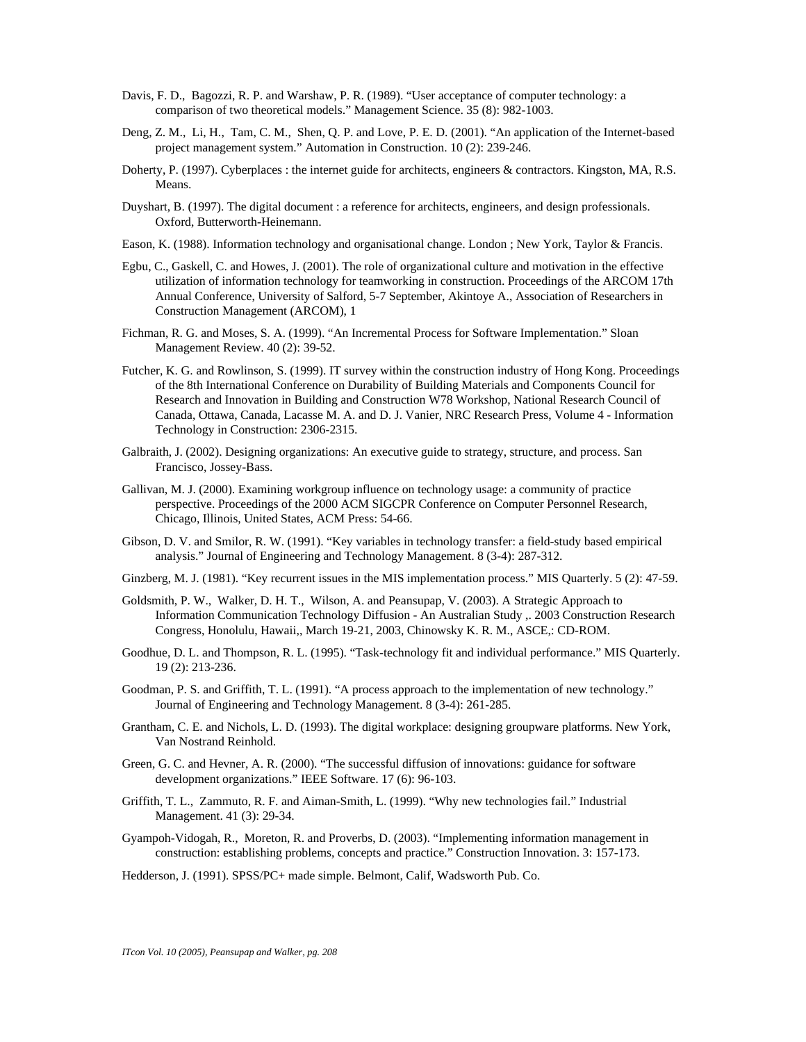Davis, F. D., Bagozzi, R. P. and Warshaw, P. R. (1989). "User acceptance of computer technology: a comparison of two theoretical models." Management Science. 35 (8): 982-1003.

Deng, Z. M., Li, H., Tam, C. M., Shen, Q. P. and Love, P. E. D. (2001). "An application of the Internet-based project management system." Automation in Construction. 10 (2): 239-246.

Doherty, P. (1997). Cyberplaces : the internet guide for architects, engineers & contractors. Kingston, MA, R.S. Means.

Duyshart, B. (1997). The digital document : a reference for architects, engineers, and design professionals. Oxford, Butterworth-Heinemann.

Eason, K. (1988). Information technology and organisational change. London ; New York, Taylor & Francis.

Egbu, C., Gaskell, C. and Howes, J. (2001). The role of organizational culture and motivation in the effective utilization of information technology for teamworking in construction. Proceedings of the ARCOM 17th Annual Conference, University of Salford, 5-7 September, Akintoye A., Association of Researchers in Construction Management (ARCOM), 1

Fichman, R. G. and Moses, S. A. (1999). "An Incremental Process for Software Implementation." Sloan Management Review. 40 (2): 39-52.

Futcher, K. G. and Rowlinson, S. (1999). IT survey within the construction industry of Hong Kong. Proceedings of the 8th International Conference on Durability of Building Materials and Components Council for Research and Innovation in Building and Construction W78 Workshop, National Research Council of Canada, Ottawa, Canada, Lacasse M. A. and D. J. Vanier, NRC Research Press, Volume 4 - Information Technology in Construction: 2306-2315.

Galbraith, J. (2002). Designing organizations: An executive guide to strategy, structure, and process. San Francisco, Jossey-Bass.

Gallivan, M. J. (2000). Examining workgroup influence on technology usage: a community of practice perspective. Proceedings of the 2000 ACM SIGCPR Conference on Computer Personnel Research, Chicago, Illinois, United States, ACM Press: 54-66.

Gibson, D. V. and Smilor, R. W. (1991). "Key variables in technology transfer: a field-study based empirical analysis." Journal of Engineering and Technology Management. 8 (3-4): 287-312.

Ginzberg, M. J. (1981). "Key recurrent issues in the MIS implementation process." MIS Quarterly. 5 (2): 47-59.

Goldsmith, P. W., Walker, D. H. T., Wilson, A. and Peansupap, V. (2003). A Strategic Approach to Information Communication Technology Diffusion - An Australian Study ,. 2003 Construction Research Congress, Honolulu, Hawaii,, March 19-21, 2003, Chinowsky K. R. M., ASCE,: CD-ROM.

Goodhue, D. L. and Thompson, R. L. (1995). "Task-technology fit and individual performance." MIS Quarterly. 19 (2): 213-236.

Goodman, P. S. and Griffith, T. L. (1991). "A process approach to the implementation of new technology." Journal of Engineering and Technology Management. 8 (3-4): 261-285.

Grantham, C. E. and Nichols, L. D. (1993). The digital workplace: designing groupware platforms. New York, Van Nostrand Reinhold.

Green, G. C. and Hevner, A. R. (2000). "The successful diffusion of innovations: guidance for software development organizations." IEEE Software. 17 (6): 96-103.

Griffith, T. L., Zammuto, R. F. and Aiman-Smith, L. (1999). "Why new technologies fail." Industrial Management. 41 (3): 29-34.

Gyampoh-Vidogah, R., Moreton, R. and Proverbs, D. (2003). "Implementing information management in construction: establishing problems, concepts and practice." Construction Innovation. 3: 157-173.

Hedderson, J. (1991). SPSS/PC+ made simple. Belmont, Calif, Wadsworth Pub. Co.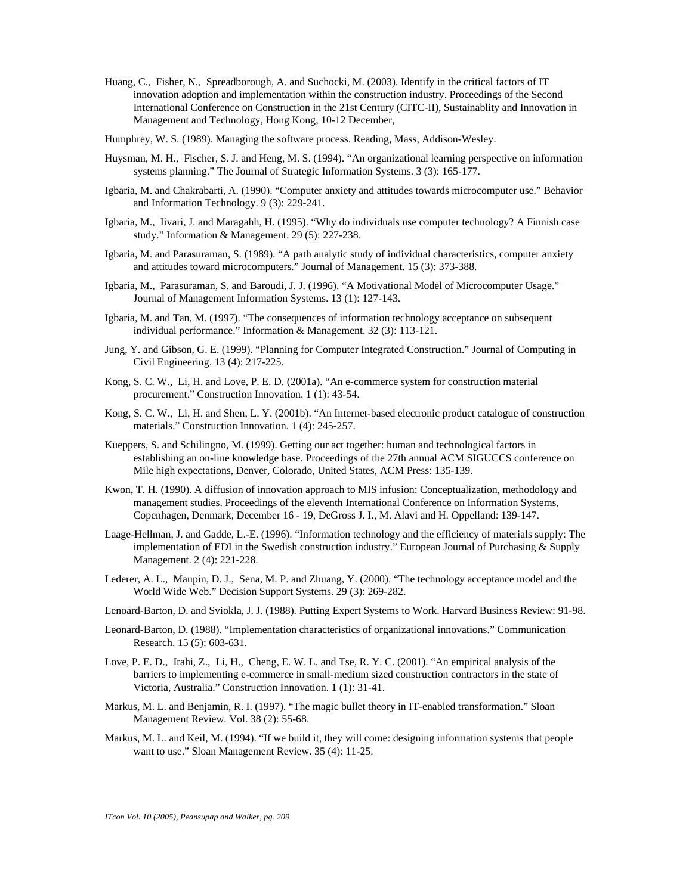Huang, C., Fisher, N., Spreadborough, A. and Suchocki, M. (2003). Identify in the critical factors of IT innovation adoption and implementation within the construction industry. Proceedings of the Second International Conference on Construction in the 21st Century (CITC-II), Sustainablity and Innovation in Management and Technology, Hong Kong, 10-12 December,

Humphrey, W. S. (1989). Managing the software process. Reading, Mass, Addison-Wesley.

Huysman, M. H., Fischer, S. J. and Heng, M. S. (1994). "An organizational learning perspective on information systems planning." The Journal of Strategic Information Systems. 3 (3): 165-177.

Igbaria, M. and Chakrabarti, A. (1990). "Computer anxiety and attitudes towards microcomputer use." Behavior and Information Technology. 9 (3): 229-241.

Igbaria, M., Iivari, J. and Maragahh, H. (1995). "Why do individuals use computer technology? A Finnish case study." Information & Management. 29 (5): 227-238.

Igbaria, M. and Parasuraman, S. (1989). "A path analytic study of individual characteristics, computer anxiety and attitudes toward microcomputers." Journal of Management. 15 (3): 373-388.

Igbaria, M., Parasuraman, S. and Baroudi, J. J. (1996). "A Motivational Model of Microcomputer Usage." Journal of Management Information Systems. 13 (1): 127-143.

Igbaria, M. and Tan, M. (1997). "The consequences of information technology acceptance on subsequent individual performance." Information & Management. 32 (3): 113-121.

Jung, Y. and Gibson, G. E. (1999). "Planning for Computer Integrated Construction." Journal of Computing in Civil Engineering. 13 (4): 217-225.

Kong, S. C. W., Li, H. and Love, P. E. D. (2001a). "An e-commerce system for construction material procurement." Construction Innovation. 1 (1): 43-54.

Kong, S. C. W., Li, H. and Shen, L. Y. (2001b). "An Internet-based electronic product catalogue of construction materials." Construction Innovation. 1 (4): 245-257.

Kueppers, S. and Schilingno, M. (1999). Getting our act together: human and technological factors in establishing an on-line knowledge base. Proceedings of the 27th annual ACM SIGUCCS conference on Mile high expectations, Denver, Colorado, United States, ACM Press: 135-139.

Kwon, T. H. (1990). A diffusion of innovation approach to MIS infusion: Conceptualization, methodology and management studies. Proceedings of the eleventh International Conference on Information Systems, Copenhagen, Denmark, December 16 - 19, DeGross J. I., M. Alavi and H. Oppelland: 139-147.

Laage-Hellman, J. and Gadde, L.-E. (1996). "Information technology and the efficiency of materials supply: The implementation of EDI in the Swedish construction industry." European Journal of Purchasing & Supply Management. 2 (4): 221-228.

Lederer, A. L., Maupin, D. J., Sena, M. P. and Zhuang, Y. (2000). "The technology acceptance model and the World Wide Web." Decision Support Systems. 29 (3): 269-282.

Lenoard-Barton, D. and Sviokla, J. J. (1988). Putting Expert Systems to Work. Harvard Business Review: 91-98.

Leonard-Barton, D. (1988). "Implementation characteristics of organizational innovations." Communication Research. 15 (5): 603-631.

Love, P. E. D., Irahi, Z., Li, H., Cheng, E. W. L. and Tse, R. Y. C. (2001). "An empirical analysis of the barriers to implementing e-commerce in small-medium sized construction contractors in the state of Victoria, Australia." Construction Innovation. 1 (1): 31-41.

Markus, M. L. and Benjamin, R. I. (1997). "The magic bullet theory in IT-enabled transformation." Sloan Management Review. Vol. 38 (2): 55-68.

Markus, M. L. and Keil, M. (1994). "If we build it, they will come: designing information systems that people want to use." Sloan Management Review. 35 (4): 11-25.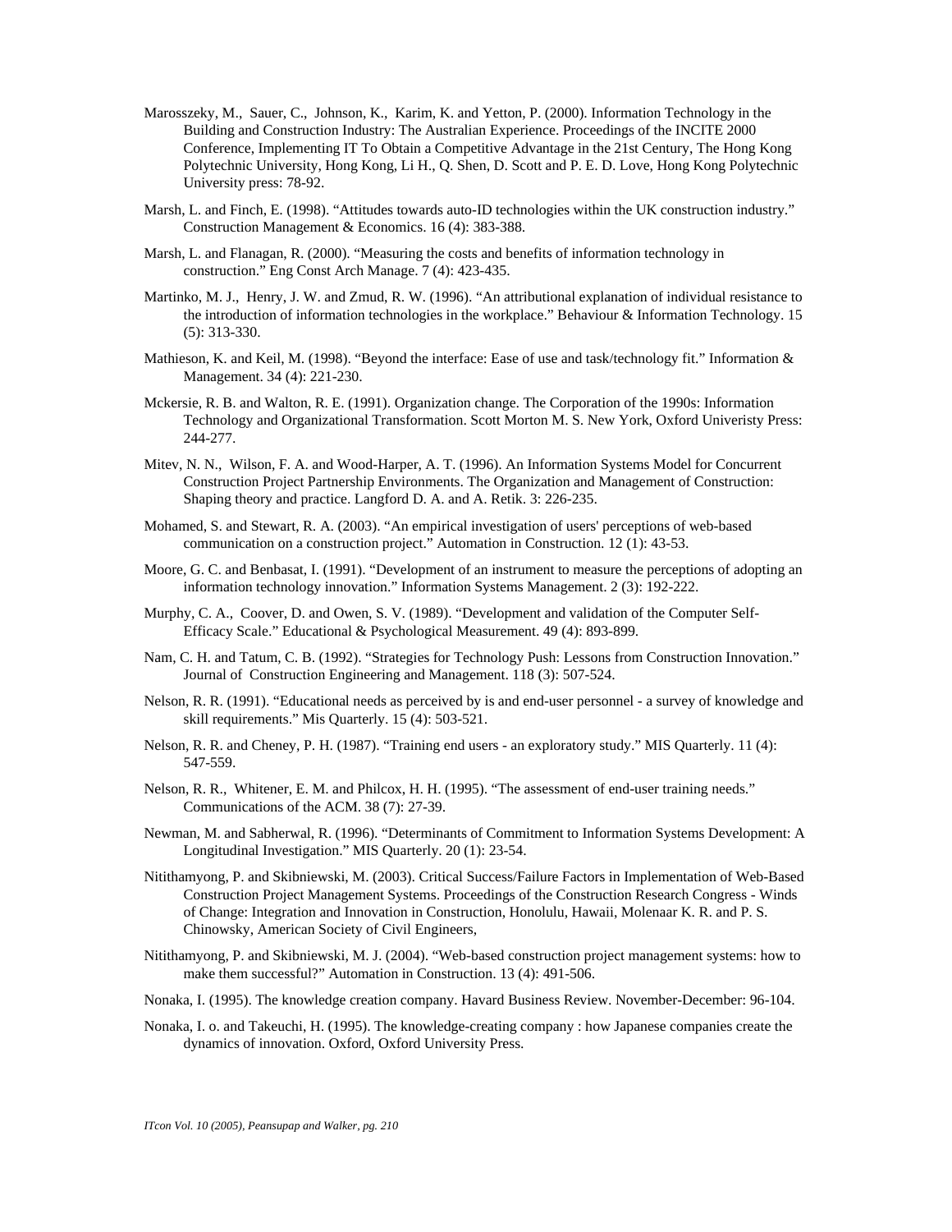Marosszeky, M., Sauer, C., Johnson, K., Karim, K. and Yetton, P. (2000). Information Technology in the Building and Construction Industry: The Australian Experience. Proceedings of the INCITE 2000 Conference, Implementing IT To Obtain a Competitive Advantage in the 21st Century, The Hong Kong Polytechnic University, Hong Kong, Li H., Q. Shen, D. Scott and P. E. D. Love, Hong Kong Polytechnic University press: 78-92.

Marsh, L. and Finch, E. (1998). "Attitudes towards auto-ID technologies within the UK construction industry." Construction Management & Economics. 16 (4): 383-388.

Marsh, L. and Flanagan, R. (2000). "Measuring the costs and benefits of information technology in construction." Eng Const Arch Manage. 7 (4): 423-435.

Martinko, M. J., Henry, J. W. and Zmud, R. W. (1996). "An attributional explanation of individual resistance to the introduction of information technologies in the workplace." Behaviour & Information Technology. 15 (5): 313-330.

Mathieson, K. and Keil, M. (1998). "Beyond the interface: Ease of use and task/technology fit." Information & Management. 34 (4): 221-230.

Mckersie, R. B. and Walton, R. E. (1991). Organization change. The Corporation of the 1990s: Information Technology and Organizational Transformation. Scott Morton M. S. New York, Oxford Univeristy Press: 244-277.

Mitev, N. N., Wilson, F. A. and Wood-Harper, A. T. (1996). An Information Systems Model for Concurrent Construction Project Partnership Environments. The Organization and Management of Construction: Shaping theory and practice. Langford D. A. and A. Retik. 3: 226-235.

Mohamed, S. and Stewart, R. A. (2003). "An empirical investigation of users' perceptions of web-based communication on a construction project." Automation in Construction. 12 (1): 43-53.

Moore, G. C. and Benbasat, I. (1991). "Development of an instrument to measure the perceptions of adopting an information technology innovation." Information Systems Management. 2 (3): 192-222.

Murphy, C. A., Coover, D. and Owen, S. V. (1989). "Development and validation of the Computer Self-Efficacy Scale." Educational & Psychological Measurement. 49 (4): 893-899.

Nam, C. H. and Tatum, C. B. (1992). "Strategies for Technology Push: Lessons from Construction Innovation." Journal of Construction Engineering and Management. 118 (3): 507-524.

Nelson, R. R. (1991). "Educational needs as perceived by is and end-user personnel - a survey of knowledge and skill requirements." Mis Quarterly. 15 (4): 503-521.

Nelson, R. R. and Cheney, P. H. (1987). "Training end users - an exploratory study." MIS Quarterly. 11 (4): 547-559.

Nelson, R. R., Whitener, E. M. and Philcox, H. H. (1995). "The assessment of end-user training needs." Communications of the ACM. 38 (7): 27-39.

Newman, M. and Sabherwal, R. (1996). "Determinants of Commitment to Information Systems Development: A Longitudinal Investigation." MIS Quarterly. 20 (1): 23-54.

Nitithamyong, P. and Skibniewski, M. (2003). Critical Success/Failure Factors in Implementation of Web-Based Construction Project Management Systems. Proceedings of the Construction Research Congress - Winds of Change: Integration and Innovation in Construction, Honolulu, Hawaii, Molenaar K. R. and P. S. Chinowsky, American Society of Civil Engineers,

Nitithamyong, P. and Skibniewski, M. J. (2004). "Web-based construction project management systems: how to make them successful?" Automation in Construction. 13 (4): 491-506.

Nonaka, I. (1995). The knowledge creation company. Havard Business Review. November-December: 96-104.

Nonaka, I. o. and Takeuchi, H. (1995). The knowledge-creating company : how Japanese companies create the dynamics of innovation. Oxford, Oxford University Press.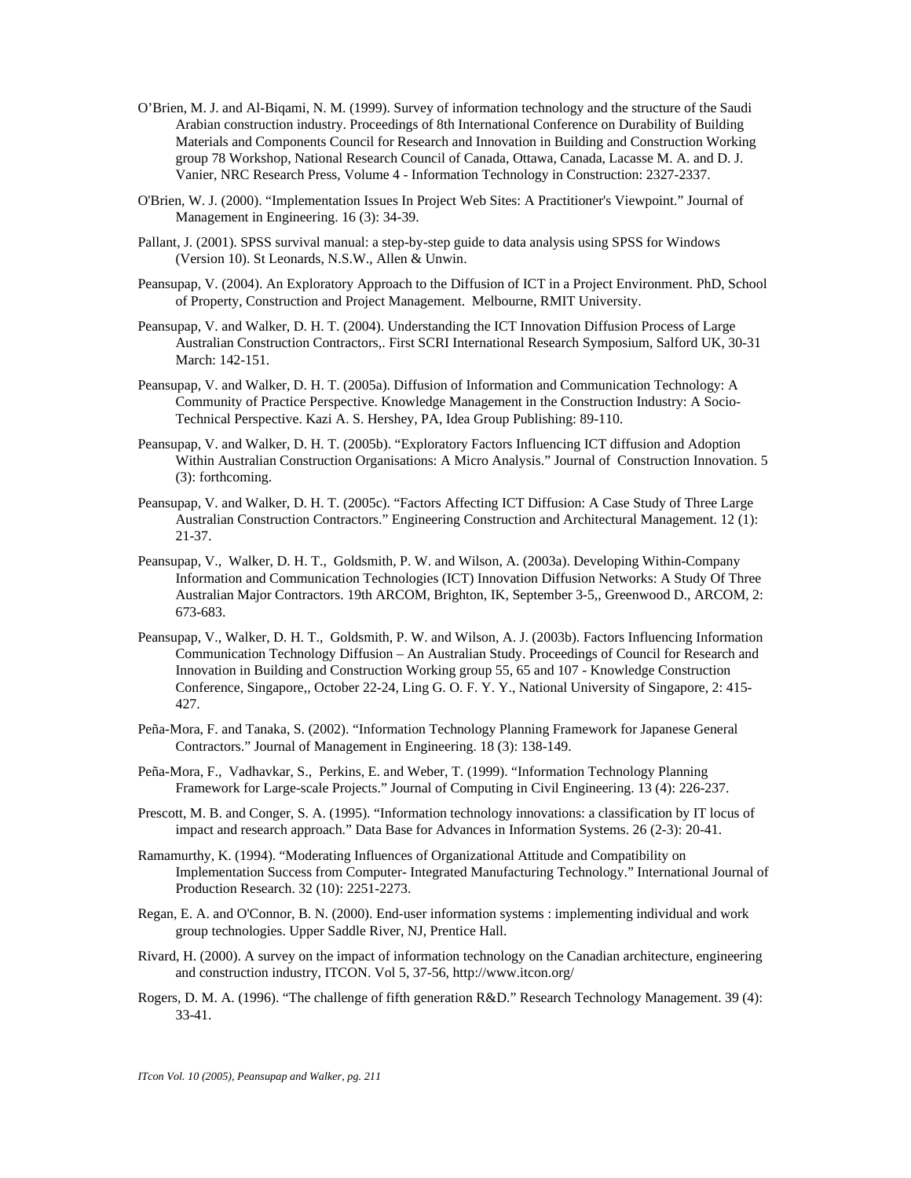O'Brien, M. J. and Al-Biqami, N. M. (1999). Survey of information technology and the structure of the Saudi Arabian construction industry. Proceedings of 8th International Conference on Durability of Building Materials and Components Council for Research and Innovation in Building and Construction Working group 78 Workshop, National Research Council of Canada, Ottawa, Canada, Lacasse M. A. and D. J. Vanier, NRC Research Press, Volume 4 - Information Technology in Construction: 2327-2337.

O'Brien, W. J. (2000). "Implementation Issues In Project Web Sites: A Practitioner's Viewpoint." Journal of Management in Engineering. 16 (3): 34-39.

Pallant, J. (2001). SPSS survival manual: a step-by-step guide to data analysis using SPSS for Windows (Version 10). St Leonards, N.S.W., Allen & Unwin.

Peansupap, V. (2004). An Exploratory Approach to the Diffusion of ICT in a Project Environment. PhD, School of Property, Construction and Project Management. Melbourne, RMIT University.

Peansupap, V. and Walker, D. H. T. (2004). Understanding the ICT Innovation Diffusion Process of Large Australian Construction Contractors,. First SCRI International Research Symposium, Salford UK, 30-31 March: 142-151.

Peansupap, V. and Walker, D. H. T. (2005a). Diffusion of Information and Communication Technology: A Community of Practice Perspective. Knowledge Management in the Construction Industry: A Socio-Technical Perspective. Kazi A. S. Hershey, PA, Idea Group Publishing: 89-110.

Peansupap, V. and Walker, D. H. T. (2005b). "Exploratory Factors Influencing ICT diffusion and Adoption Within Australian Construction Organisations: A Micro Analysis." Journal of Construction Innovation. 5 (3): forthcoming.

Peansupap, V. and Walker, D. H. T. (2005c). "Factors Affecting ICT Diffusion: A Case Study of Three Large Australian Construction Contractors." Engineering Construction and Architectural Management. 12 (1): 21-37.

Peansupap, V., Walker, D. H. T., Goldsmith, P. W. and Wilson, A. (2003a). Developing Within-Company Information and Communication Technologies (ICT) Innovation Diffusion Networks: A Study Of Three Australian Major Contractors. 19th ARCOM, Brighton, IK, September 3-5,, Greenwood D., ARCOM, 2: 673-683.

Peansupap, V., Walker, D. H. T., Goldsmith, P. W. and Wilson, A. J. (2003b). Factors Influencing Information Communication Technology Diffusion – An Australian Study. Proceedings of Council for Research and Innovation in Building and Construction Working group 55, 65 and 107 - Knowledge Construction Conference, Singapore,, October 22-24, Ling G. O. F. Y. Y., National University of Singapore, 2: 415-427.

Peña-Mora, F. and Tanaka, S. (2002). "Information Technology Planning Framework for Japanese General Contractors." Journal of Management in Engineering. 18 (3): 138-149.

Peña-Mora, F., Vadhavkar, S., Perkins, E. and Weber, T. (1999). "Information Technology Planning Framework for Large-scale Projects." Journal of Computing in Civil Engineering. 13 (4): 226-237.

Prescott, M. B. and Conger, S. A. (1995). "Information technology innovations: a classification by IT locus of impact and research approach." Data Base for Advances in Information Systems. 26 (2-3): 20-41.

Ramamurthy, K. (1994). "Moderating Influences of Organizational Attitude and Compatibility on Implementation Success from Computer- Integrated Manufacturing Technology." International Journal of Production Research. 32 (10): 2251-2273.

Regan, E. A. and O'Connor, B. N. (2000). End-user information systems : implementing individual and work group technologies. Upper Saddle River, NJ, Prentice Hall.

Rivard, H. (2000). A survey on the impact of information technology on the Canadian architecture, engineering and construction industry, ITCON. Vol 5, 37-56, http://www.itcon.org/

Rogers, D. M. A. (1996). "The challenge of fifth generation R&D." Research Technology Management. 39 (4): 33-41.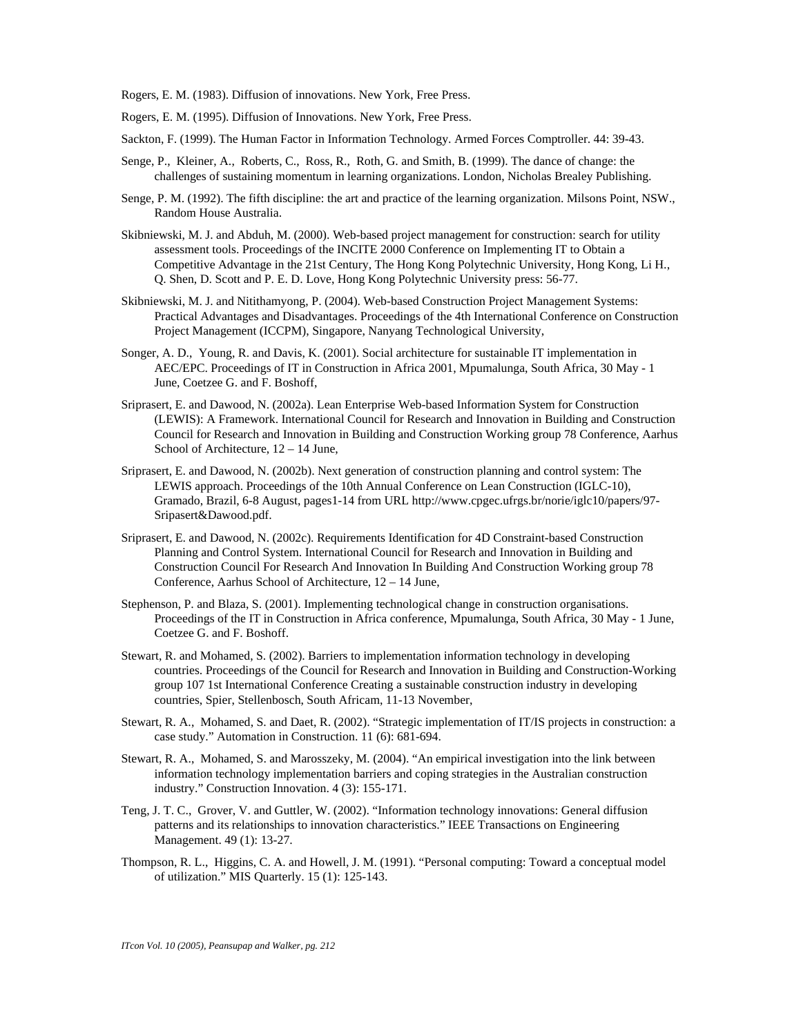Rogers, E. M. (1983). Diffusion of innovations. New York, Free Press.

Rogers, E. M. (1995). Diffusion of Innovations. New York, Free Press.

Sackton, F. (1999). The Human Factor in Information Technology. Armed Forces Comptroller. 44: 39-43.

Senge, P., Kleiner, A., Roberts, C., Ross, R., Roth, G. and Smith, B. (1999). The dance of change: the challenges of sustaining momentum in learning organizations. London, Nicholas Brealey Publishing.

Senge, P. M. (1992). The fifth discipline: the art and practice of the learning organization. Milsons Point, NSW., Random House Australia.

Skibniewski, M. J. and Abduh, M. (2000). Web-based project management for construction: search for utility assessment tools. Proceedings of the INCITE 2000 Conference on Implementing IT to Obtain a Competitive Advantage in the 21st Century, The Hong Kong Polytechnic University, Hong Kong, Li H., Q. Shen, D. Scott and P. E. D. Love, Hong Kong Polytechnic University press: 56-77.

Skibniewski, M. J. and Nitithamyong, P. (2004). Web-based Construction Project Management Systems: Practical Advantages and Disadvantages. Proceedings of the 4th International Conference on Construction Project Management (ICCPM), Singapore, Nanyang Technological University,

Songer, A. D., Young, R. and Davis, K. (2001). Social architecture for sustainable IT implementation in AEC/EPC. Proceedings of IT in Construction in Africa 2001, Mpumalunga, South Africa, 30 May - 1 June, Coetzee G. and F. Boshoff,

Sriprasert, E. and Dawood, N. (2002a). Lean Enterprise Web-based Information System for Construction (LEWIS): A Framework. International Council for Research and Innovation in Building and Construction Council for Research and Innovation in Building and Construction Working group 78 Conference, Aarhus School of Architecture, 12 – 14 June,

Sriprasert, E. and Dawood, N. (2002b). Next generation of construction planning and control system: The LEWIS approach. Proceedings of the 10th Annual Conference on Lean Construction (IGLC-10), Gramado, Brazil, 6-8 August, pages1-14 from URL http://www.cpgec.ufrgs.br/norie/iglc10/papers/97-Sriprasert&Dawood.pdf.

Sriprasert, E. and Dawood, N. (2002c). Requirements Identification for 4D Constraint-based Construction Planning and Control System. International Council for Research and Innovation in Building and Construction Council For Research And Innovation In Building And Construction Working group 78 Conference, Aarhus School of Architecture, 12 – 14 June,

Stephenson, P. and Blaza, S. (2001). Implementing technological change in construction organisations. Proceedings of the IT in Construction in Africa conference, Mpumalunga, South Africa, 30 May - 1 June, Coetzee G. and F. Boshoff.

Stewart, R. and Mohamed, S. (2002). Barriers to implementation information technology in developing countries. Proceedings of the Council for Research and Innovation in Building and Construction-Working group 107 1st International Conference Creating a sustainable construction industry in developing countries, Spier, Stellenbosch, South Africam, 11-13 November,

Stewart, R. A., Mohamed, S. and Daet, R. (2002). "Strategic implementation of IT/IS projects in construction: a case study." Automation in Construction. 11 (6): 681-694.

Stewart, R. A., Mohamed, S. and Marosszeky, M. (2004). "An empirical investigation into the link between information technology implementation barriers and coping strategies in the Australian construction industry." Construction Innovation. 4 (3): 155-171.

Teng, J. T. C., Grover, V. and Guttler, W. (2002). "Information technology innovations: General diffusion patterns and its relationships to innovation characteristics." IEEE Transactions on Engineering Management. 49 (1): 13-27.

Thompson, R. L., Higgins, C. A. and Howell, J. M. (1991). "Personal computing: Toward a conceptual model of utilization." MIS Quarterly. 15 (1): 125-143.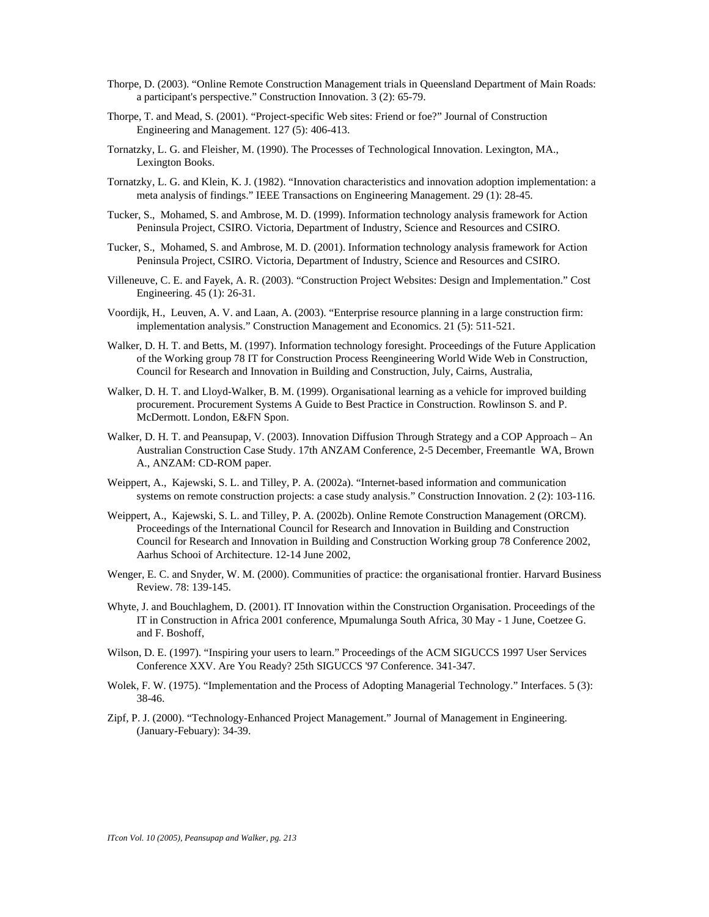Thorpe, D. (2003). "Online Remote Construction Management trials in Queensland Department of Main Roads: a participant's perspective." Construction Innovation. 3 (2): 65-79.

Thorpe, T. and Mead, S. (2001). "Project-specific Web sites: Friend or foe?" Journal of Construction Engineering and Management. 127 (5): 406-413.

Tornatzky, L. G. and Fleisher, M. (1990). The Processes of Technological Innovation. Lexington, MA., Lexington Books.

Tornatzky, L. G. and Klein, K. J. (1982). "Innovation characteristics and innovation adoption implementation: a meta analysis of findings." IEEE Transactions on Engineering Management. 29 (1): 28-45.

Tucker, S., Mohamed, S. and Ambrose, M. D. (1999). Information technology analysis framework for Action Peninsula Project, CSIRO. Victoria, Department of Industry, Science and Resources and CSIRO.

Tucker, S., Mohamed, S. and Ambrose, M. D. (2001). Information technology analysis framework for Action Peninsula Project, CSIRO. Victoria, Department of Industry, Science and Resources and CSIRO.

Villeneuve, C. E. and Fayek, A. R. (2003). "Construction Project Websites: Design and Implementation." Cost Engineering. 45 (1): 26-31.

Voordijk, H., Leuven, A. V. and Laan, A. (2003). "Enterprise resource planning in a large construction firm: implementation analysis." Construction Management and Economics. 21 (5): 511-521.

Walker, D. H. T. and Betts, M. (1997). Information technology foresight. Proceedings of the Future Application of the Working group 78 IT for Construction Process Reengineering World Wide Web in Construction, Council for Research and Innovation in Building and Construction, July, Cairns, Australia,

Walker, D. H. T. and Lloyd-Walker, B. M. (1999). Organisational learning as a vehicle for improved building procurement. Procurement Systems A Guide to Best Practice in Construction. Rowlinson S. and P. McDermott. London, E&FN Spon.

Walker, D. H. T. and Peansupap, V. (2003). Innovation Diffusion Through Strategy and a COP Approach – An Australian Construction Case Study. 17th ANZAM Conference, 2-5 December, Freemantle WA, Brown A., ANZAM: CD-ROM paper.

Weippert, A., Kajewski, S. L. and Tilley, P. A. (2002a). "Internet-based information and communication systems on remote construction projects: a case study analysis." Construction Innovation. 2 (2): 103-116.

Weippert, A., Kajewski, S. L. and Tilley, P. A. (2002b). Online Remote Construction Management (ORCM). Proceedings of the International Council for Research and Innovation in Building and Construction Council for Research and Innovation in Building and Construction Working group 78 Conference 2002, Aarhus Schooi of Architecture. 12-14 June 2002,

Wenger, E. C. and Snyder, W. M. (2000). Communities of practice: the organisational frontier. Harvard Business Review. 78: 139-145.

Whyte, J. and Bouchlaghem, D. (2001). IT Innovation within the Construction Organisation. Proceedings of the IT in Construction in Africa 2001 conference, Mpumalunga South Africa, 30 May - 1 June, Coetzee G. and F. Boshoff,

Wilson, D. E. (1997). "Inspiring your users to learn." Proceedings of the ACM SIGUCCS 1997 User Services Conference XXV. Are You Ready? 25th SIGUCCS '97 Conference. 341-347.

Wolek, F. W. (1975). "Implementation and the Process of Adopting Managerial Technology." Interfaces. 5 (3): 38-46.

Zipf, P. J. (2000). "Technology-Enhanced Project Management." Journal of Management in Engineering. (January-Febuary): 34-39.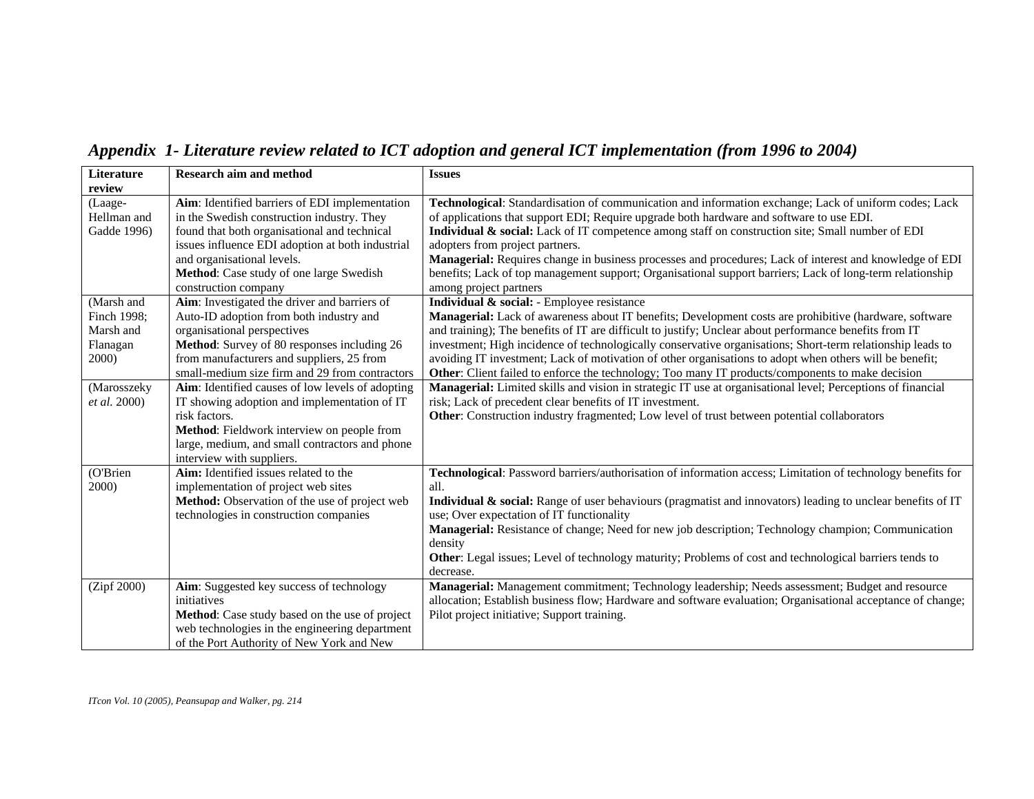## *Appendix 1- Literature review related to ICT adoption and general ICT implementation (from 1996 to 2004)*

| Literature review | Research aim and method | Issues |
|---|---|---|
| (Laage-Hellman and Gadde 1996) | **Aim**: Identified barriers of EDI implementation in the Swedish construction industry. They found that both organisational and technical issues influence EDI adoption at both industrial and organisational levels.<br>**Method**: Case study of one large Swedish construction company | **Technological**: Standardisation of communication and information exchange; Lack of uniform codes; Lack of applications that support EDI; Require upgrade both hardware and software to use EDI.<br>**Individual & social:** Lack of IT competence among staff on construction site; Small number of EDI adopters from project partners.<br>**Managerial:** Requires change in business processes and procedures; Lack of interest and knowledge of EDI benefits; Lack of top management support; Organisational support barriers; Lack of long-term relationship among project partners |
| (Marsh and Finch 1998; Marsh and Flanagan 2000) | **Aim**: Investigated the driver and barriers of Auto-ID adoption from both industry and organisational perspectives<br>**Method**: Survey of 80 responses including 26 from manufacturers and suppliers, 25 from small-medium size firm and 29 from contractors | **Individual & social:** - Employee resistance<br>**Managerial:** Lack of awareness about IT benefits; Development costs are prohibitive (hardware, software and training); The benefits of IT are difficult to justify; Unclear about performance benefits from IT investment; High incidence of technologically conservative organisations; Short-term relationship leads to avoiding IT investment; Lack of motivation of other organisations to adopt when others will be benefit;<br>**Other**: Client failed to enforce the technology; Too many IT products/components to make decision |
| (Marosszeky *et al.* 2000) | **Aim**: Identified causes of low levels of adopting IT showing adoption and implementation of IT risk factors.<br>**Method**: Fieldwork interview on people from large, medium, and small contractors and phone interview with suppliers. | **Managerial:** Limited skills and vision in strategic IT use at organisational level; Perceptions of financial risk; Lack of precedent clear benefits of IT investment.<br>**Other**: Construction industry fragmented; Low level of trust between potential collaborators |
| (O'Brien 2000) | **Aim:** Identified issues related to the implementation of project web sites<br>**Method:** Observation of the use of project web technologies in construction companies | **Technological**: Password barriers/authorisation of information access; Limitation of technology benefits for all.<br>**Individual & social:** Range of user behaviours (pragmatist and innovators) leading to unclear benefits of IT use; Over expectation of IT functionality<br>**Managerial:** Resistance of change; Need for new job description; Technology champion; Communication density<br>**Other**: Legal issues; Level of technology maturity; Problems of cost and technological barriers tends to decrease. |
| (Zipf 2000) | **Aim**: Suggested key success of technology initiatives<br>**Method**: Case study based on the use of project web technologies in the engineering department of the Port Authority of New York and New | **Managerial:** Management commitment; Technology leadership; Needs assessment; Budget and resource allocation; Establish business flow; Hardware and software evaluation; Organisational acceptance of change; Pilot project initiative; Support training. |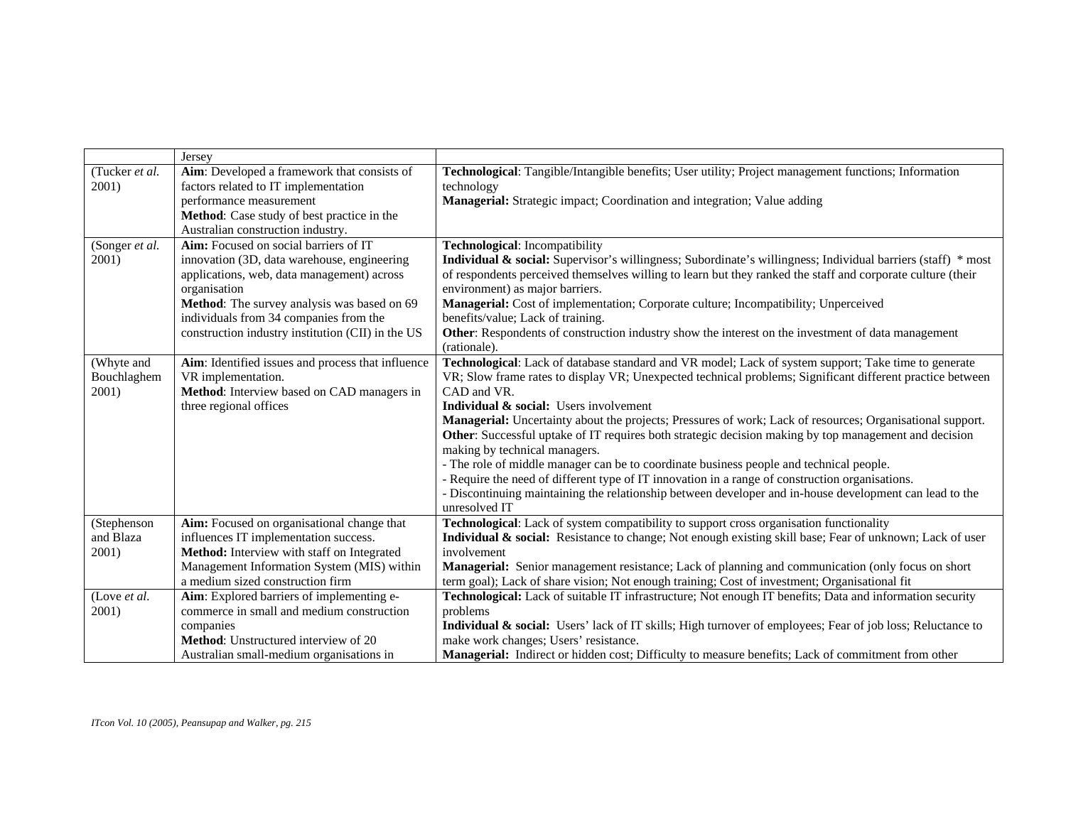| | | |
|---|---|---|
| | Jersey | |
| (Tucker *et al.* 2001) | **Aim**: Developed a framework that consists of factors related to IT implementation performance measurement<br>**Method**: Case study of best practice in the Australian construction industry. | **Technological**: Tangible/Intangible benefits; User utility; Project management functions; Information technology<br>**Managerial:** Strategic impact; Coordination and integration; Value adding |
| (Songer *et al.* 2001) | **Aim:** Focused on social barriers of IT innovation (3D, data warehouse, engineering applications, web, data management) across organisation<br>**Method**: The survey analysis was based on 69 individuals from 34 companies from the construction industry institution (CII) in the US | **Technological**: Incompatibility<br>**Individual & social:** Supervisor's willingness; Subordinate's willingness; Individual barriers (staff) * most of respondents perceived themselves willing to learn but they ranked the staff and corporate culture (their environment) as major barriers.<br>**Managerial:** Cost of implementation; Corporate culture; Incompatibility; Unperceived benefits/value; Lack of training.<br>**Other**: Respondents of construction industry show the interest on the investment of data management (rationale). |
| (Whyte and Bouchlaghem 2001) | **Aim**: Identified issues and process that influence VR implementation.<br>**Method**: Interview based on CAD managers in three regional offices | **Technological**: Lack of database standard and VR model; Lack of system support; Take time to generate VR; Slow frame rates to display VR; Unexpected technical problems; Significant different practice between CAD and VR.<br>**Individual & social:** Users involvement<br>**Managerial:** Uncertainty about the projects; Pressures of work; Lack of resources; Organisational support.<br>**Other**: Successful uptake of IT requires both strategic decision making by top management and decision making by technical managers.<br>- The role of middle manager can be to coordinate business people and technical people.<br>- Require the need of different type of IT innovation in a range of construction organisations.<br>- Discontinuing maintaining the relationship between developer and in-house development can lead to the unresolved IT |
| (Stephenson and Blaza 2001) | **Aim:** Focused on organisational change that influences IT implementation success.<br>**Method:** Interview with staff on Integrated Management Information System (MIS) within a medium sized construction firm | **Technological**: Lack of system compatibility to support cross organisation functionality<br>**Individual & social:** Resistance to change; Not enough existing skill base; Fear of unknown; Lack of user involvement<br>**Managerial:** Senior management resistance; Lack of planning and communication (only focus on short term goal); Lack of share vision; Not enough training; Cost of investment; Organisational fit |
| (Love *et al.* 2001) | **Aim**: Explored barriers of implementing e-commerce in small and medium construction companies<br>**Method**: Unstructured interview of 20 Australian small-medium organisations in | **Technological:** Lack of suitable IT infrastructure; Not enough IT benefits; Data and information security problems<br>**Individual & social:** Users' lack of IT skills; High turnover of employees; Fear of job loss; Reluctance to make work changes; Users' resistance.<br>**Managerial:** Indirect or hidden cost; Difficulty to measure benefits; Lack of commitment from other |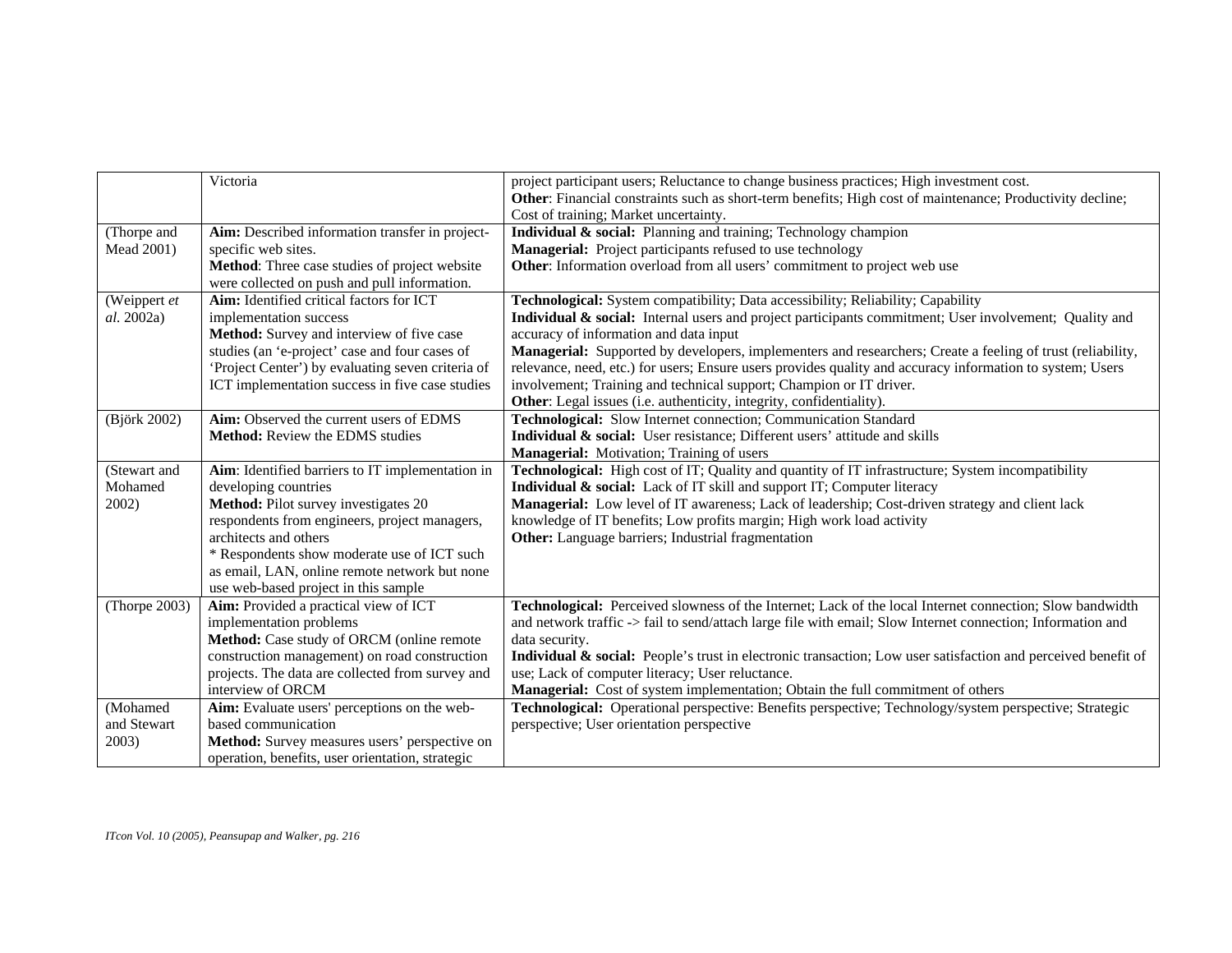| | | |
|---|---|---|
| | Victoria | project participant users; Reluctance to change business practices; High investment cost.<br>**Other**: Financial constraints such as short-term benefits; High cost of maintenance; Productivity decline; Cost of training; Market uncertainty. |
| (Thorpe and Mead 2001) | **Aim:** Described information transfer in project-specific web sites.<br>**Method**: Three case studies of project website were collected on push and pull information. | **Individual & social:** Planning and training; Technology champion<br>**Managerial:** Project participants refused to use technology<br>**Other**: Information overload from all users' commitment to project web use |
| (Weippert *et al.* 2002a) | **Aim:** Identified critical factors for ICT implementation success<br>**Method:** Survey and interview of five case studies (an 'e-project' case and four cases of 'Project Center') by evaluating seven criteria of ICT implementation success in five case studies | **Technological:** System compatibility; Data accessibility; Reliability; Capability<br>**Individual & social:** Internal users and project participants commitment; User involvement; Quality and accuracy of information and data input<br>**Managerial:** Supported by developers, implementers and researchers; Create a feeling of trust (reliability, relevance, need, etc.) for users; Ensure users provides quality and accuracy information to system; Users involvement; Training and technical support; Champion or IT driver.<br>**Other**: Legal issues (i.e. authenticity, integrity, confidentiality). |
| (Björk 2002) | **Aim:** Observed the current users of EDMS<br>**Method:** Review the EDMS studies | **Technological:** Slow Internet connection; Communication Standard<br>**Individual & social:** User resistance; Different users' attitude and skills<br>**Managerial:** Motivation; Training of users |
| (Stewart and Mohamed 2002) | **Aim**: Identified barriers to IT implementation in developing countries<br>**Method:** Pilot survey investigates 20 respondents from engineers, project managers, architects and others<br>* Respondents show moderate use of ICT such as email, LAN, online remote network but none use web-based project in this sample | **Technological:** High cost of IT; Quality and quantity of IT infrastructure; System incompatibility<br>**Individual & social:** Lack of IT skill and support IT; Computer literacy<br>**Managerial:** Low level of IT awareness; Lack of leadership; Cost-driven strategy and client lack knowledge of IT benefits; Low profits margin; High work load activity<br>**Other:** Language barriers; Industrial fragmentation |
| (Thorpe 2003) | **Aim:** Provided a practical view of ICT implementation problems<br>**Method:** Case study of ORCM (online remote construction management) on road construction projects. The data are collected from survey and interview of ORCM | **Technological:** Perceived slowness of the Internet; Lack of the local Internet connection; Slow bandwidth and network traffic -> fail to send/attach large file with email; Slow Internet connection; Information and data security.<br>**Individual & social:** People's trust in electronic transaction; Low user satisfaction and perceived benefit of use; Lack of computer literacy; User reluctance.<br>**Managerial:** Cost of system implementation; Obtain the full commitment of others |
| (Mohamed and Stewart 2003) | **Aim:** Evaluate users' perceptions on the web-based communication<br>**Method:** Survey measures users' perspective on operation, benefits, user orientation, strategic | **Technological:** Operational perspective: Benefits perspective; Technology/system perspective; Strategic perspective; User orientation perspective |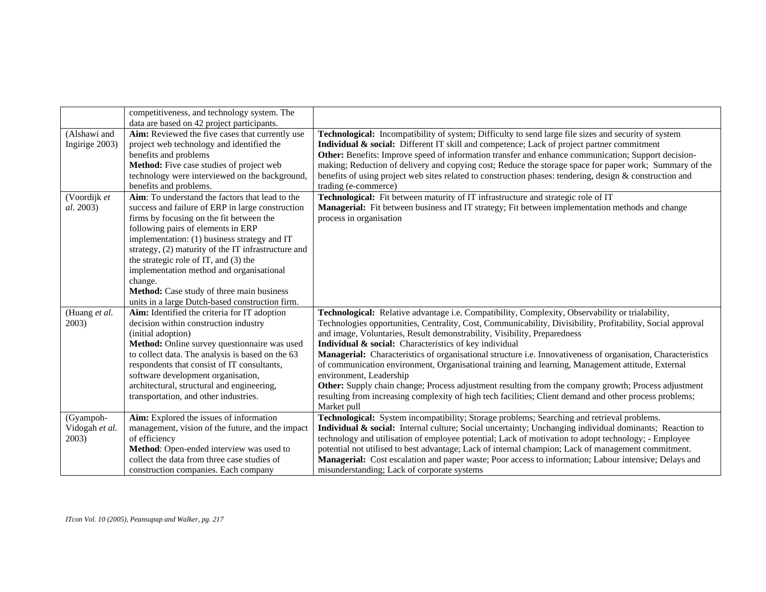| | | |
|---|---|---|
| | competitiveness, and technology system. The data are based on 42 project participants. | |
| (Alshawi and Ingirige 2003) | **Aim:** Reviewed the five cases that currently use project web technology and identified the benefits and problems<br>**Method:** Five case studies of project web technology were interviewed on the background, benefits and problems. | **Technological:** Incompatibility of system; Difficulty to send large file sizes and security of system<br>**Individual & social:** Different IT skill and competence; Lack of project partner commitment<br>**Other:** Benefits: Improve speed of information transfer and enhance communication; Support decision-making; Reduction of delivery and copying cost; Reduce the storage space for paper work; Summary of the benefits of using project web sites related to construction phases: tendering, design & construction and trading (e-commerce) |
| (Voordijk *et al.* 2003) | **Aim**: To understand the factors that lead to the success and failure of ERP in large construction firms by focusing on the fit between the following pairs of elements in ERP implementation: (1) business strategy and IT strategy, (2) maturity of the IT infrastructure and the strategic role of IT, and (3) the implementation method and organisational change.<br>**Method:** Case study of three main business units in a large Dutch-based construction firm. | **Technological:** Fit between maturity of IT infrastructure and strategic role of IT<br>**Managerial:** Fit between business and IT strategy; Fit between implementation methods and change process in organisation |
| (Huang *et al.* 2003) | **Aim:** Identified the criteria for IT adoption decision within construction industry (initial adoption)<br>**Method:** Online survey questionnaire was used to collect data. The analysis is based on the 63 respondents that consist of IT consultants, software development organisation, architectural, structural and engineering, transportation, and other industries. | **Technological:** Relative advantage i.e. Compatibility, Complexity, Observability or trialability, Technologies opportunities, Centrality, Cost, Communicability, Divisibility, Profitability, Social approval and image, Voluntaries, Result demonstrability, Visibility, Preparedness<br>**Individual & social:** Characteristics of key individual<br>**Managerial:** Characteristics of organisational structure i.e. Innovativeness of organisation, Characteristics of communication environment, Organisational training and learning, Management attitude, External environment, Leadership<br>**Other:** Supply chain change; Process adjustment resulting from the company growth; Process adjustment resulting from increasing complexity of high tech facilities; Client demand and other process problems; Market pull |
| (Gyampoh-Vidogah *et al.* 2003) | **Aim:** Explored the issues of information management, vision of the future, and the impact of efficiency<br>**Method**: Open-ended interview was used to collect the data from three case studies of construction companies. Each company | **Technological:** System incompatibility; Storage problems; Searching and retrieval problems.<br>**Individual & social:** Internal culture; Social uncertainty; Unchanging individual dominants; Reaction to technology and utilisation of employee potential; Lack of motivation to adopt technology; - Employee potential not utilised to best advantage; Lack of internal champion; Lack of management commitment.<br>**Managerial:** Cost escalation and paper waste; Poor access to information; Labour intensive; Delays and misunderstanding; Lack of corporate systems |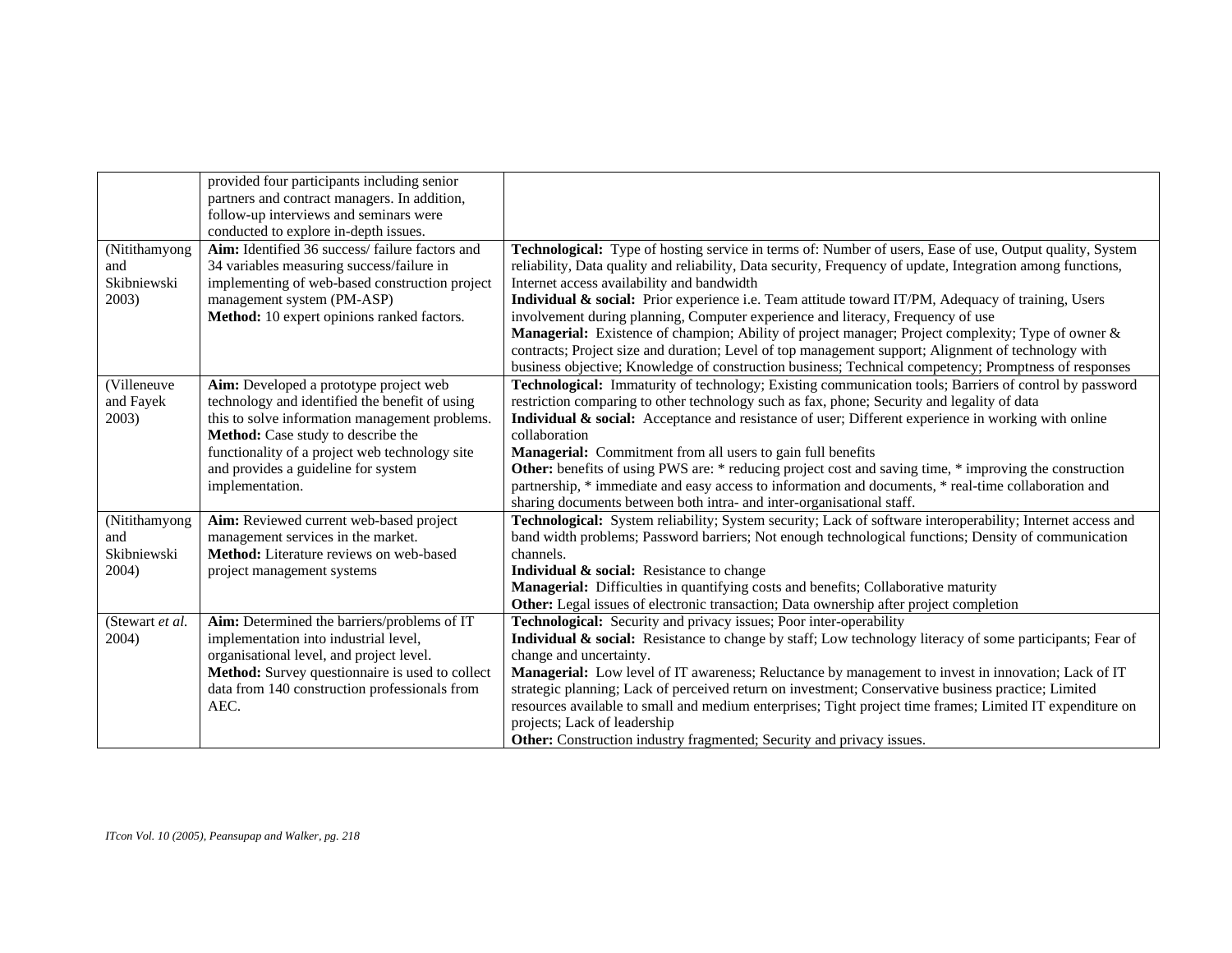| | | |
|---|---|---|
| | provided four participants including senior partners and contract managers. In addition, follow-up interviews and seminars were conducted to explore in-depth issues. | |
| (Nitithamyong and Skibniewski 2003) | **Aim:** Identified 36 success/ failure factors and 34 variables measuring success/failure in implementing of web-based construction project management system (PM-ASP)<br>**Method:** 10 expert opinions ranked factors. | **Technological:** Type of hosting service in terms of: Number of users, Ease of use, Output quality, System reliability, Data quality and reliability, Data security, Frequency of update, Integration among functions, Internet access availability and bandwidth<br>**Individual & social:** Prior experience i.e. Team attitude toward IT/PM, Adequacy of training, Users involvement during planning, Computer experience and literacy, Frequency of use<br>**Managerial:** Existence of champion; Ability of project manager; Project complexity; Type of owner & contracts; Project size and duration; Level of top management support; Alignment of technology with business objective; Knowledge of construction business; Technical competency; Promptness of responses |
| (Villeneuve and Fayek 2003) | **Aim:** Developed a prototype project web technology and identified the benefit of using this to solve information management problems.<br>**Method:** Case study to describe the functionality of a project web technology site and provides a guideline for system implementation. | **Technological:** Immaturity of technology; Existing communication tools; Barriers of control by password restriction comparing to other technology such as fax, phone; Security and legality of data<br>**Individual & social:** Acceptance and resistance of user; Different experience in working with online collaboration<br>**Managerial:** Commitment from all users to gain full benefits<br>**Other:** benefits of using PWS are: * reducing project cost and saving time, * improving the construction partnership, * immediate and easy access to information and documents, * real-time collaboration and sharing documents between both intra- and inter-organisational staff. |
| (Nitithamyong and Skibniewski 2004) | **Aim:** Reviewed current web-based project management services in the market.<br>**Method:** Literature reviews on web-based project management systems | **Technological:** System reliability; System security; Lack of software interoperability; Internet access and band width problems; Password barriers; Not enough technological functions; Density of communication channels.<br>**Individual & social:** Resistance to change<br>**Managerial:** Difficulties in quantifying costs and benefits; Collaborative maturity<br>**Other:** Legal issues of electronic transaction; Data ownership after project completion |
| (Stewart *et al.* 2004) | **Aim:** Determined the barriers/problems of IT implementation into industrial level, organisational level, and project level.<br>**Method:** Survey questionnaire is used to collect data from 140 construction professionals from AEC. | **Technological:** Security and privacy issues; Poor inter-operability<br>**Individual & social:** Resistance to change by staff; Low technology literacy of some participants; Fear of change and uncertainty.<br>**Managerial:** Low level of IT awareness; Reluctance by management to invest in innovation; Lack of IT strategic planning; Lack of perceived return on investment; Conservative business practice; Limited resources available to small and medium enterprises; Tight project time frames; Limited IT expenditure on projects; Lack of leadership<br>**Other:** Construction industry fragmented; Security and privacy issues. |